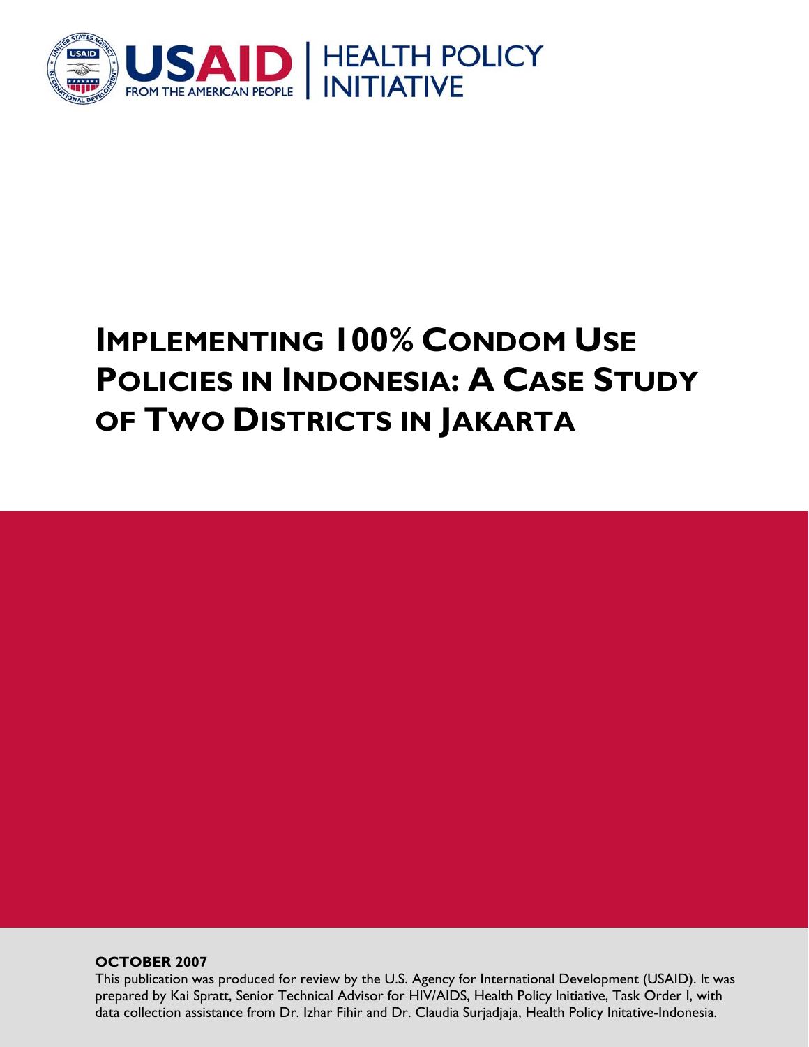USAID | HEALTH POLICY INITIATIVE

FROM THE AMERICAN PEOPLE

# Implementing 100% Condom Use Policies in Indonesia: A Case Study of Two Districts in Jakarta

**OCTOBER 2007**

This publication was produced for review by the U.S. Agency for International Development (USAID). It was prepared by Kai Spratt, Senior Technical Advisor for HIV/AIDS, Health Policy Initiative, Task Order I, with data collection assistance from Dr. Izhar Fihir and Dr. Claudia Surjadjaja, Health Policy Initative-Indonesia.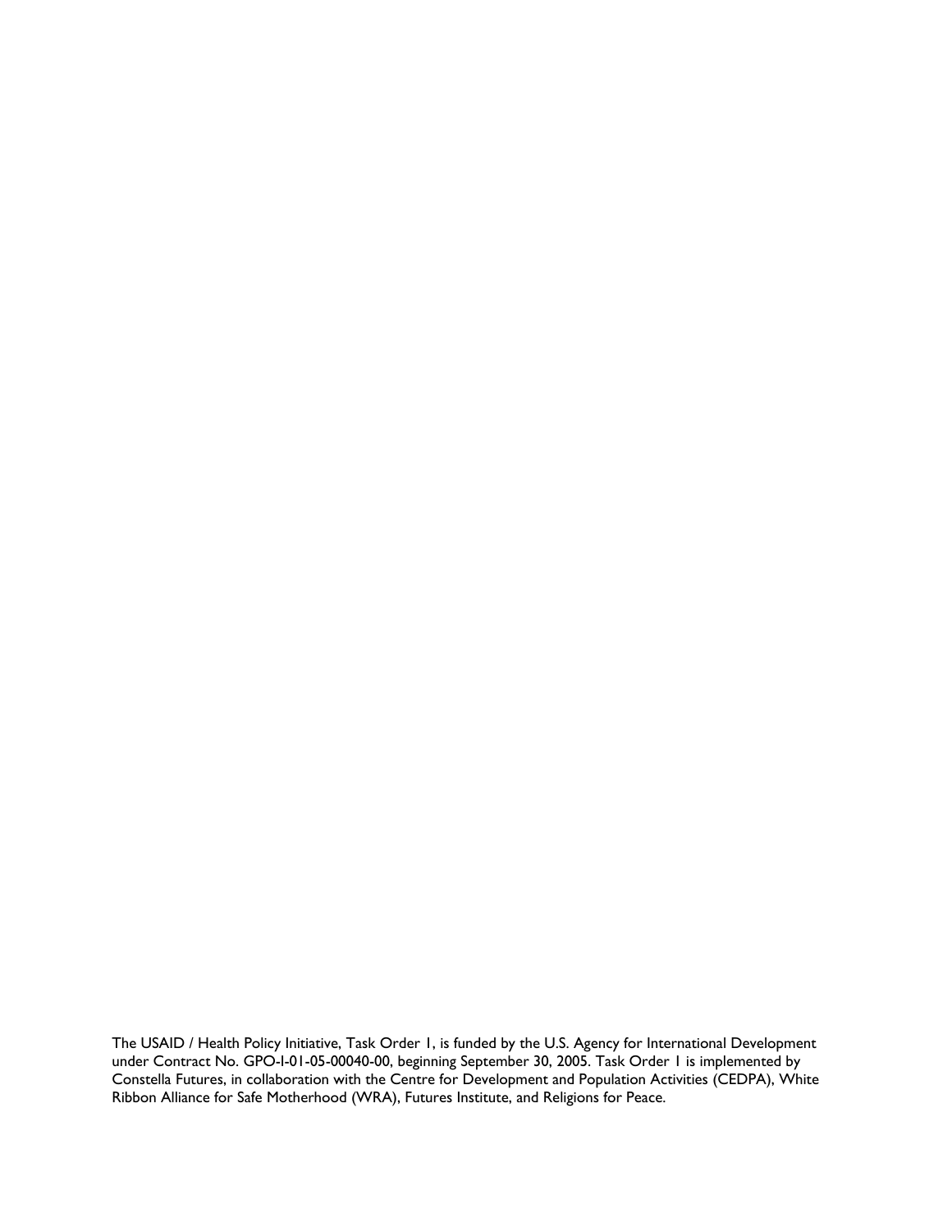The USAID / Health Policy Initiative, Task Order 1, is funded by the U.S. Agency for International Development under Contract No. GPO-I-01-05-00040-00, beginning September 30, 2005. Task Order 1 is implemented by Constella Futures, in collaboration with the Centre for Development and Population Activities (CEDPA), White Ribbon Alliance for Safe Motherhood (WRA), Futures Institute, and Religions for Peace.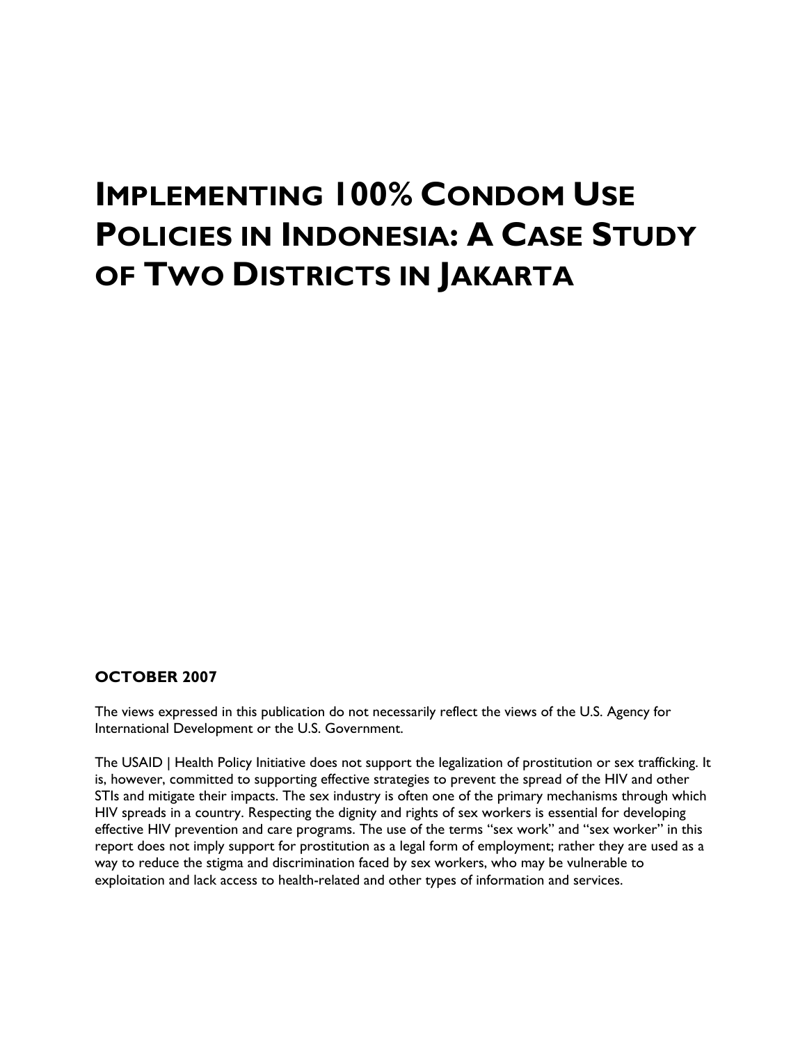# IMPLEMENTING 100% CONDOM USE POLICIES IN INDONESIA: A CASE STUDY OF TWO DISTRICTS IN JAKARTA

**OCTOBER 2007**

The views expressed in this publication do not necessarily reflect the views of the U.S. Agency for International Development or the U.S. Government.

The USAID | Health Policy Initiative does not support the legalization of prostitution or sex trafficking. It is, however, committed to supporting effective strategies to prevent the spread of the HIV and other STIs and mitigate their impacts. The sex industry is often one of the primary mechanisms through which HIV spreads in a country. Respecting the dignity and rights of sex workers is essential for developing effective HIV prevention and care programs. The use of the terms "sex work" and "sex worker" in this report does not imply support for prostitution as a legal form of employment; rather they are used as a way to reduce the stigma and discrimination faced by sex workers, who may be vulnerable to exploitation and lack access to health-related and other types of information and services.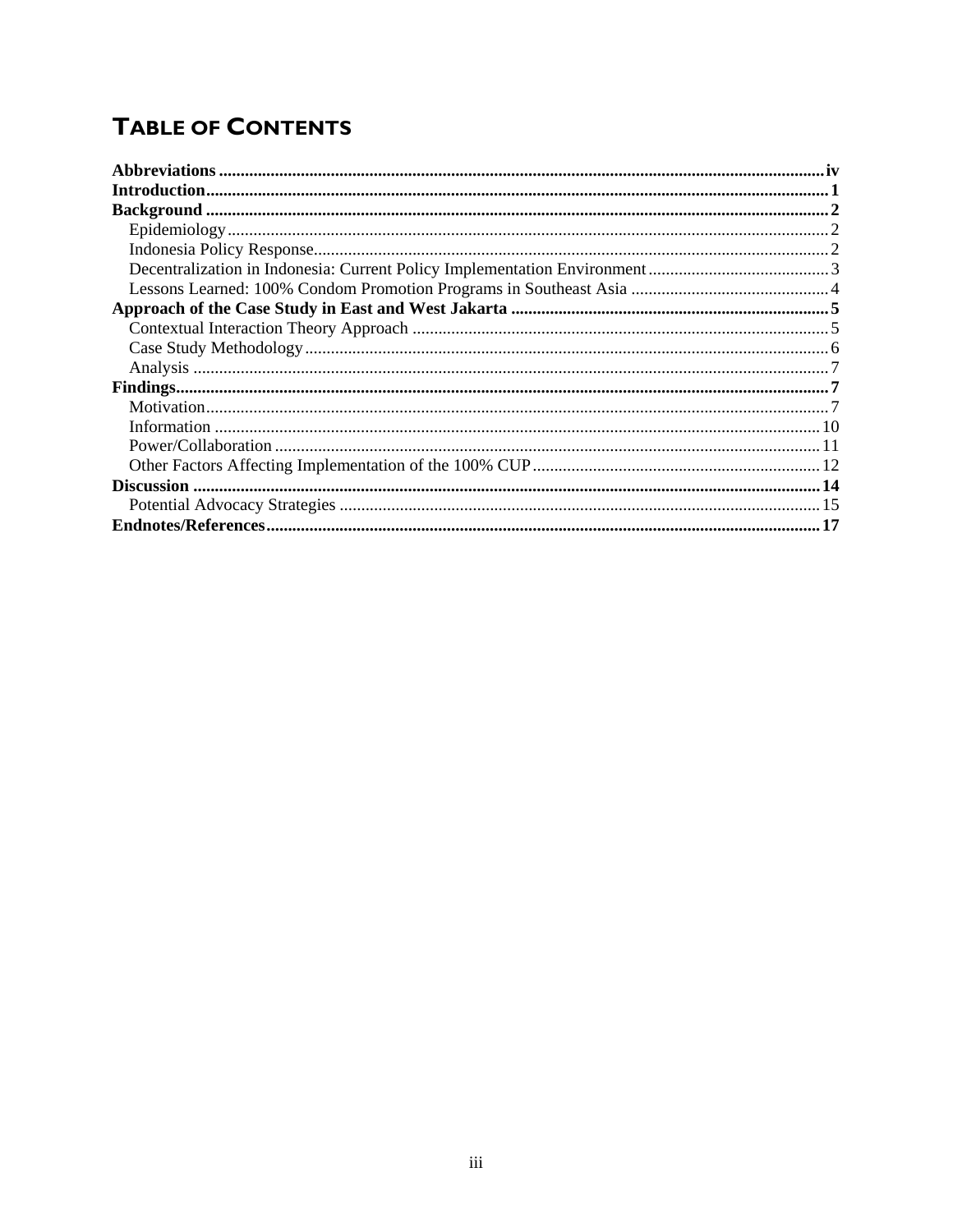# TABLE OF CONTENTS

**Abbreviations** ............................................................ **iv**
**Introduction** ............................................................ **1**
**Background** ............................................................ **2**
- Epidemiology ............................................................ 2
- Indonesia Policy Response ............................................................ 2
- Decentralization in Indonesia: Current Policy Implementation Environment ............................................................ 3
- Lessons Learned: 100% Condom Promotion Programs in Southeast Asia ............................................................ 4

**Approach of the Case Study in East and West Jakarta** ............................................................ **5**
- Contextual Interaction Theory Approach ............................................................ 5
- Case Study Methodology ............................................................ 6
- Analysis ............................................................ 7

**Findings** ............................................................ **7**
- Motivation ............................................................ 7
- Information ............................................................ 10
- Power/Collaboration ............................................................ 11
- Other Factors Affecting Implementation of the 100% CUP ............................................................ 12

**Discussion** ............................................................ **14**
- Potential Advocacy Strategies ............................................................ 15

**Endnotes/References** ............................................................ **17**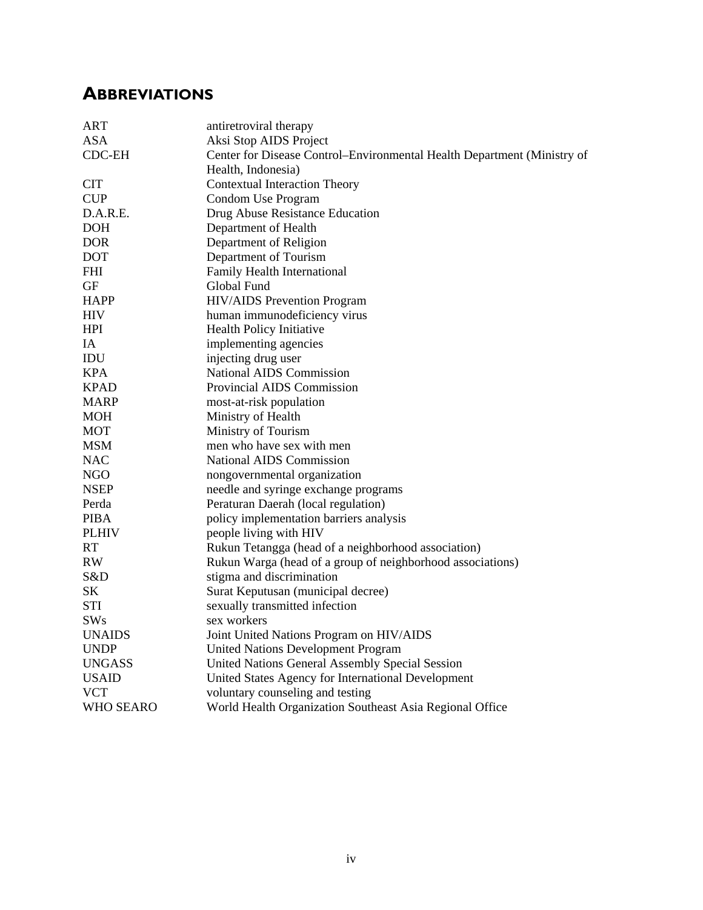## ABBREVIATIONS

| | |
|---|---|
| ART | antiretroviral therapy |
| ASA | Aksi Stop AIDS Project |
| CDC-EH | Center for Disease Control–Environmental Health Department (Ministry of Health, Indonesia) |
| CIT | Contextual Interaction Theory |
| CUP | Condom Use Program |
| D.A.R.E. | Drug Abuse Resistance Education |
| DOH | Department of Health |
| DOR | Department of Religion |
| DOT | Department of Tourism |
| FHI | Family Health International |
| GF | Global Fund |
| HAPP | HIV/AIDS Prevention Program |
| HIV | human immunodeficiency virus |
| HPI | Health Policy Initiative |
| IA | implementing agencies |
| IDU | injecting drug user |
| KPA | National AIDS Commission |
| KPAD | Provincial AIDS Commission |
| MARP | most-at-risk population |
| MOH | Ministry of Health |
| MOT | Ministry of Tourism |
| MSM | men who have sex with men |
| NAC | National AIDS Commission |
| NGO | nongovernmental organization |
| NSEP | needle and syringe exchange programs |
| Perda | Peraturan Daerah (local regulation) |
| PIBA | policy implementation barriers analysis |
| PLHIV | people living with HIV |
| RT | Rukun Tetangga (head of a neighborhood association) |
| RW | Rukun Warga (head of a group of neighborhood associations) |
| S&D | stigma and discrimination |
| SK | Surat Keputusan (municipal decree) |
| STI | sexually transmitted infection |
| SWs | sex workers |
| UNAIDS | Joint United Nations Program on HIV/AIDS |
| UNDP | United Nations Development Program |
| UNGASS | United Nations General Assembly Special Session |
| USAID | United States Agency for International Development |
| VCT | voluntary counseling and testing |
| WHO SEARO | World Health Organization Southeast Asia Regional Office |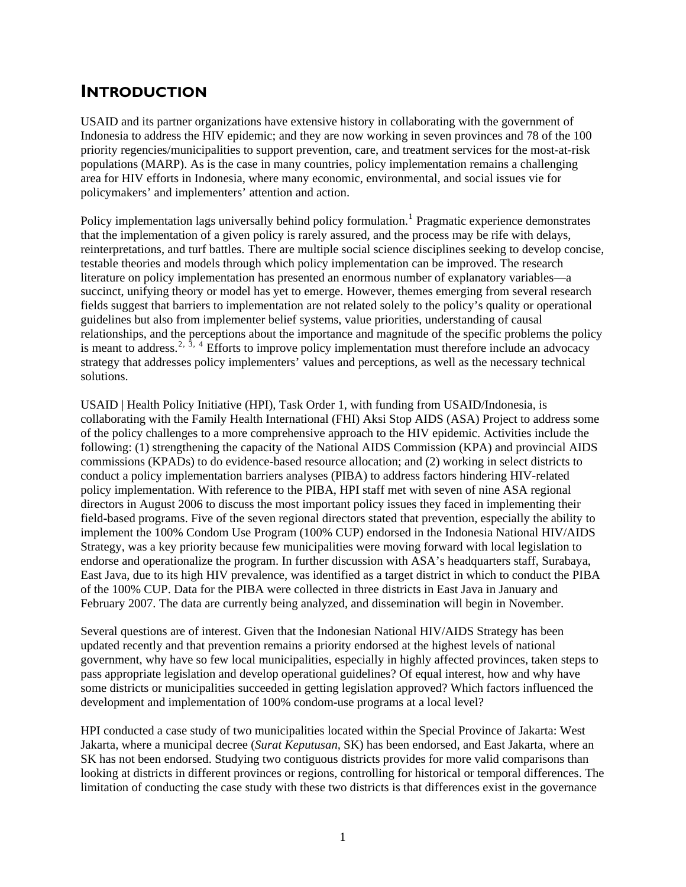# INTRODUCTION

USAID and its partner organizations have extensive history in collaborating with the government of Indonesia to address the HIV epidemic; and they are now working in seven provinces and 78 of the 100 priority regencies/municipalities to support prevention, care, and treatment services for the most-at-risk populations (MARP). As is the case in many countries, policy implementation remains a challenging area for HIV efforts in Indonesia, where many economic, environmental, and social issues vie for policymakers' and implementers' attention and action.

Policy implementation lags universally behind policy formulation.[1] Pragmatic experience demonstrates that the implementation of a given policy is rarely assured, and the process may be rife with delays, reinterpretations, and turf battles. There are multiple social science disciplines seeking to develop concise, testable theories and models through which policy implementation can be improved. The research literature on policy implementation has presented an enormous number of explanatory variables—a succinct, unifying theory or model has yet to emerge. However, themes emerging from several research fields suggest that barriers to implementation are not related solely to the policy's quality or operational guidelines but also from implementer belief systems, value priorities, understanding of causal relationships, and the perceptions about the importance and magnitude of the specific problems the policy is meant to address.[2, 3, 4] Efforts to improve policy implementation must therefore include an advocacy strategy that addresses policy implementers' values and perceptions, as well as the necessary technical solutions.

USAID | Health Policy Initiative (HPI), Task Order 1, with funding from USAID/Indonesia, is collaborating with the Family Health International (FHI) Aksi Stop AIDS (ASA) Project to address some of the policy challenges to a more comprehensive approach to the HIV epidemic. Activities include the following: (1) strengthening the capacity of the National AIDS Commission (KPA) and provincial AIDS commissions (KPADs) to do evidence-based resource allocation; and (2) working in select districts to conduct a policy implementation barriers analyses (PIBA) to address factors hindering HIV-related policy implementation. With reference to the PIBA, HPI staff met with seven of nine ASA regional directors in August 2006 to discuss the most important policy issues they faced in implementing their field-based programs. Five of the seven regional directors stated that prevention, especially the ability to implement the 100% Condom Use Program (100% CUP) endorsed in the Indonesia National HIV/AIDS Strategy, was a key priority because few municipalities were moving forward with local legislation to endorse and operationalize the program. In further discussion with ASA's headquarters staff, Surabaya, East Java, due to its high HIV prevalence, was identified as a target district in which to conduct the PIBA of the 100% CUP. Data for the PIBA were collected in three districts in East Java in January and February 2007. The data are currently being analyzed, and dissemination will begin in November.

Several questions are of interest. Given that the Indonesian National HIV/AIDS Strategy has been updated recently and that prevention remains a priority endorsed at the highest levels of national government, why have so few local municipalities, especially in highly affected provinces, taken steps to pass appropriate legislation and develop operational guidelines? Of equal interest, how and why have some districts or municipalities succeeded in getting legislation approved? Which factors influenced the development and implementation of 100% condom-use programs at a local level?

HPI conducted a case study of two municipalities located within the Special Province of Jakarta: West Jakarta, where a municipal decree (*Surat Keputusan,* SK) has been endorsed, and East Jakarta, where an SK has not been endorsed. Studying two contiguous districts provides for more valid comparisons than looking at districts in different provinces or regions, controlling for historical or temporal differences. The limitation of conducting the case study with these two districts is that differences exist in the governance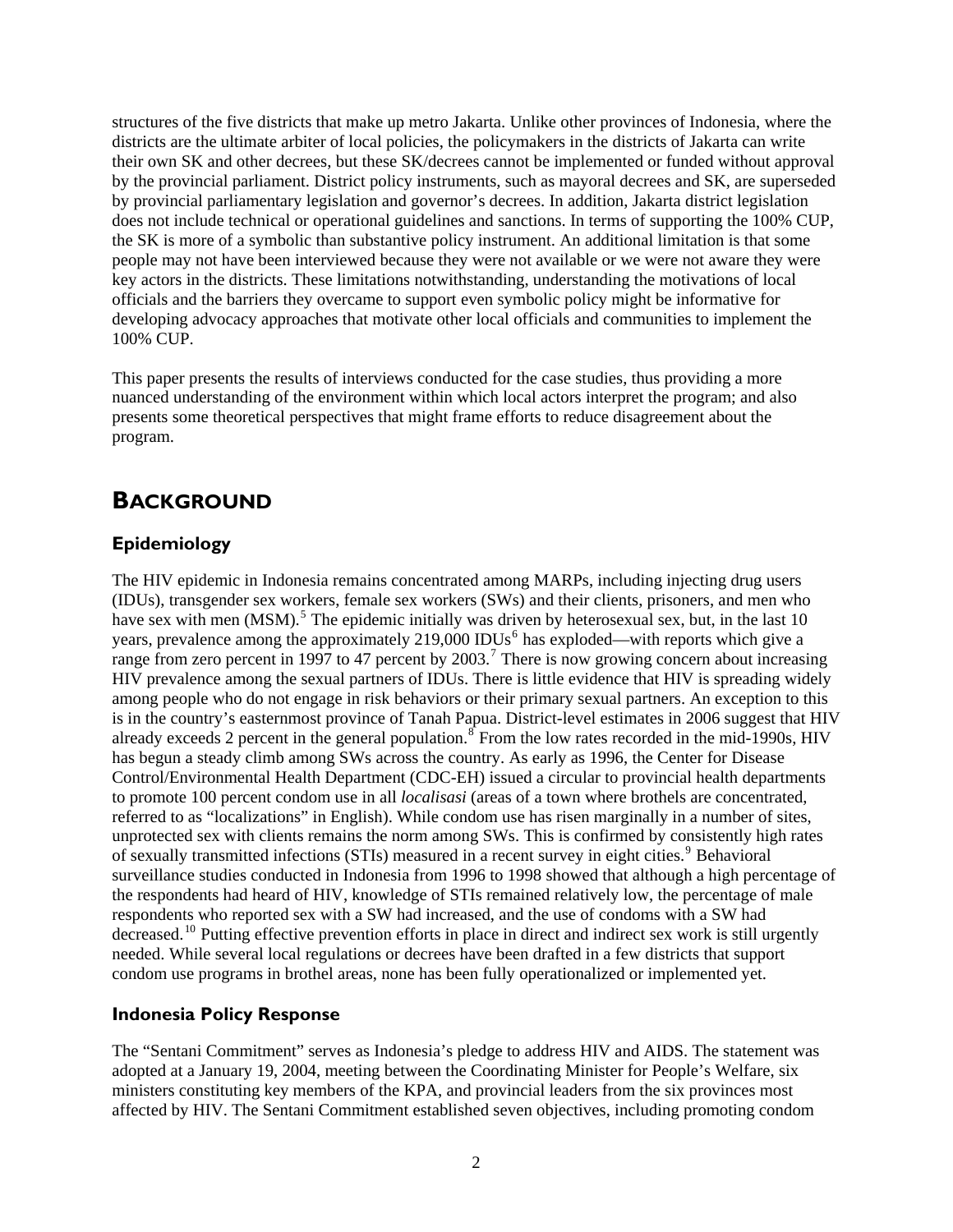structures of the five districts that make up metro Jakarta. Unlike other provinces of Indonesia, where the districts are the ultimate arbiter of local policies, the policymakers in the districts of Jakarta can write their own SK and other decrees, but these SK/decrees cannot be implemented or funded without approval by the provincial parliament. District policy instruments, such as mayoral decrees and SK, are superseded by provincial parliamentary legislation and governor's decrees. In addition, Jakarta district legislation does not include technical or operational guidelines and sanctions. In terms of supporting the 100% CUP, the SK is more of a symbolic than substantive policy instrument. An additional limitation is that some people may not have been interviewed because they were not available or we were not aware they were key actors in the districts. These limitations notwithstanding, understanding the motivations of local officials and the barriers they overcame to support even symbolic policy might be informative for developing advocacy approaches that motivate other local officials and communities to implement the 100% CUP.

This paper presents the results of interviews conducted for the case studies, thus providing a more nuanced understanding of the environment within which local actors interpret the program; and also presents some theoretical perspectives that might frame efforts to reduce disagreement about the program.

## BACKGROUND

### Epidemiology

The HIV epidemic in Indonesia remains concentrated among MARPs, including injecting drug users (IDUs), transgender sex workers, female sex workers (SWs) and their clients, prisoners, and men who have sex with men (MSM).[5] The epidemic initially was driven by heterosexual sex, but, in the last 10 years, prevalence among the approximately 219,000 IDUs[6] has exploded—with reports which give a range from zero percent in 1997 to 47 percent by 2003.[7] There is now growing concern about increasing HIV prevalence among the sexual partners of IDUs. There is little evidence that HIV is spreading widely among people who do not engage in risk behaviors or their primary sexual partners. An exception to this is in the country's easternmost province of Tanah Papua. District-level estimates in 2006 suggest that HIV already exceeds 2 percent in the general population.[8] From the low rates recorded in the mid-1990s, HIV has begun a steady climb among SWs across the country. As early as 1996, the Center for Disease Control/Environmental Health Department (CDC-EH) issued a circular to provincial health departments to promote 100 percent condom use in all *localisasi* (areas of a town where brothels are concentrated, referred to as "localizations" in English). While condom use has risen marginally in a number of sites, unprotected sex with clients remains the norm among SWs. This is confirmed by consistently high rates of sexually transmitted infections (STIs) measured in a recent survey in eight cities.[9] Behavioral surveillance studies conducted in Indonesia from 1996 to 1998 showed that although a high percentage of the respondents had heard of HIV, knowledge of STIs remained relatively low, the percentage of male respondents who reported sex with a SW had increased, and the use of condoms with a SW had decreased.[10] Putting effective prevention efforts in place in direct and indirect sex work is still urgently needed. While several local regulations or decrees have been drafted in a few districts that support condom use programs in brothel areas, none has been fully operationalized or implemented yet.

### Indonesia Policy Response

The "Sentani Commitment" serves as Indonesia's pledge to address HIV and AIDS. The statement was adopted at a January 19, 2004, meeting between the Coordinating Minister for People's Welfare, six ministers constituting key members of the KPA, and provincial leaders from the six provinces most affected by HIV. The Sentani Commitment established seven objectives, including promoting condom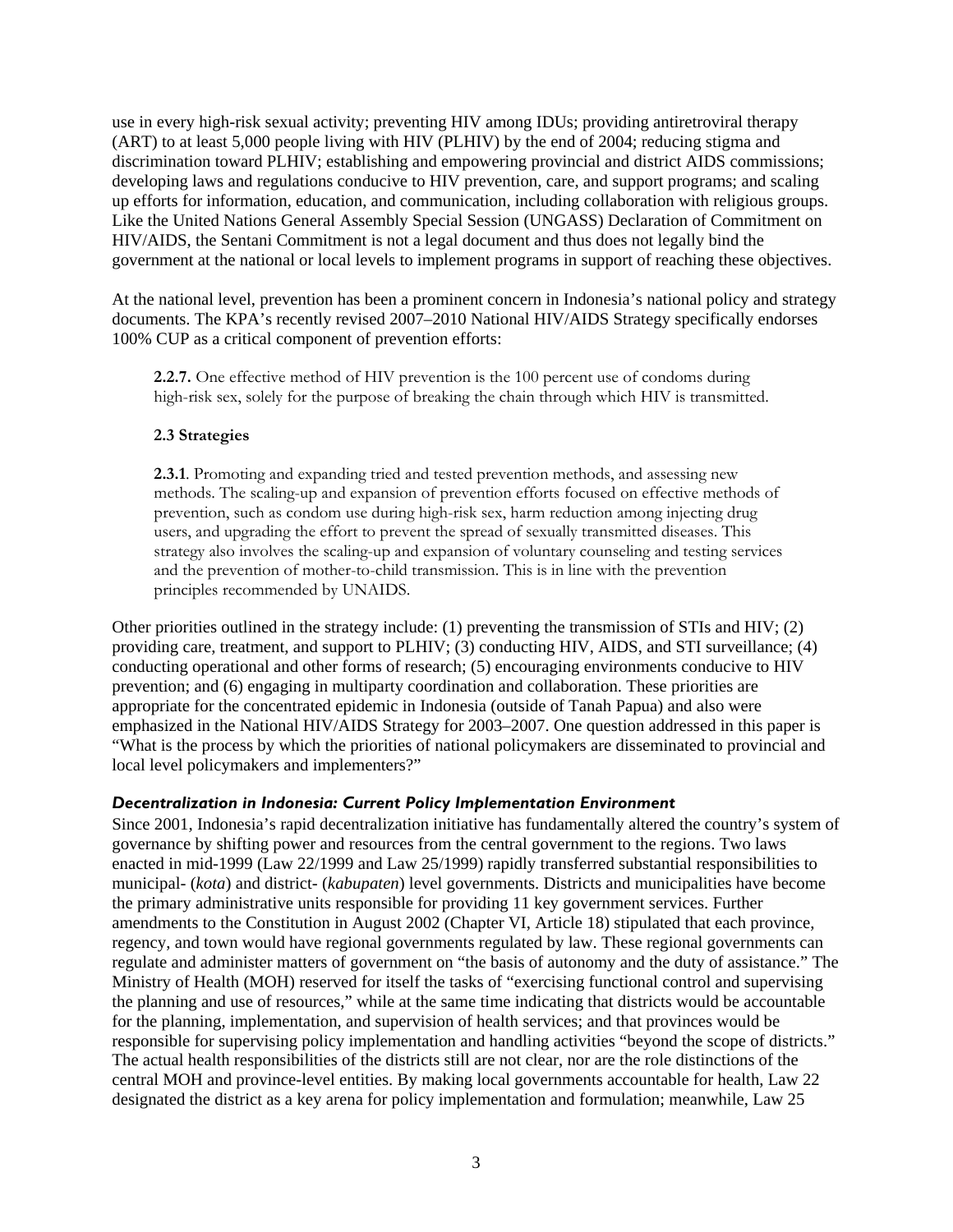use in every high-risk sexual activity; preventing HIV among IDUs; providing antiretroviral therapy (ART) to at least 5,000 people living with HIV (PLHIV) by the end of 2004; reducing stigma and discrimination toward PLHIV; establishing and empowering provincial and district AIDS commissions; developing laws and regulations conducive to HIV prevention, care, and support programs; and scaling up efforts for information, education, and communication, including collaboration with religious groups. Like the United Nations General Assembly Special Session (UNGASS) Declaration of Commitment on HIV/AIDS, the Sentani Commitment is not a legal document and thus does not legally bind the government at the national or local levels to implement programs in support of reaching these objectives.

At the national level, prevention has been a prominent concern in Indonesia's national policy and strategy documents. The KPA's recently revised 2007–2010 National HIV/AIDS Strategy specifically endorses 100% CUP as a critical component of prevention efforts:

> **2.2.7.** One effective method of HIV prevention is the 100 percent use of condoms during high-risk sex, solely for the purpose of breaking the chain through which HIV is transmitted.
>
> **2.3 Strategies**
>
> **2.3.1**. Promoting and expanding tried and tested prevention methods, and assessing new methods. The scaling-up and expansion of prevention efforts focused on effective methods of prevention, such as condom use during high-risk sex, harm reduction among injecting drug users, and upgrading the effort to prevent the spread of sexually transmitted diseases. This strategy also involves the scaling-up and expansion of voluntary counseling and testing services and the prevention of mother-to-child transmission. This is in line with the prevention principles recommended by UNAIDS.

Other priorities outlined in the strategy include: (1) preventing the transmission of STIs and HIV; (2) providing care, treatment, and support to PLHIV; (3) conducting HIV, AIDS, and STI surveillance; (4) conducting operational and other forms of research; (5) encouraging environments conducive to HIV prevention; and (6) engaging in multiparty coordination and collaboration. These priorities are appropriate for the concentrated epidemic in Indonesia (outside of Tanah Papua) and also were emphasized in the National HIV/AIDS Strategy for 2003–2007. One question addressed in this paper is "What is the process by which the priorities of national policymakers are disseminated to provincial and local level policymakers and implementers?"

### *Decentralization in Indonesia: Current Policy Implementation Environment*

Since 2001, Indonesia's rapid decentralization initiative has fundamentally altered the country's system of governance by shifting power and resources from the central government to the regions. Two laws enacted in mid-1999 (Law 22/1999 and Law 25/1999) rapidly transferred substantial responsibilities to municipal- (*kota*) and district- (*kabupaten*) level governments. Districts and municipalities have become the primary administrative units responsible for providing 11 key government services. Further amendments to the Constitution in August 2002 (Chapter VI, Article 18) stipulated that each province, regency, and town would have regional governments regulated by law. These regional governments can regulate and administer matters of government on "the basis of autonomy and the duty of assistance." The Ministry of Health (MOH) reserved for itself the tasks of "exercising functional control and supervising the planning and use of resources," while at the same time indicating that districts would be accountable for the planning, implementation, and supervision of health services; and that provinces would be responsible for supervising policy implementation and handling activities "beyond the scope of districts." The actual health responsibilities of the districts still are not clear, nor are the role distinctions of the central MOH and province-level entities. By making local governments accountable for health, Law 22 designated the district as a key arena for policy implementation and formulation; meanwhile, Law 25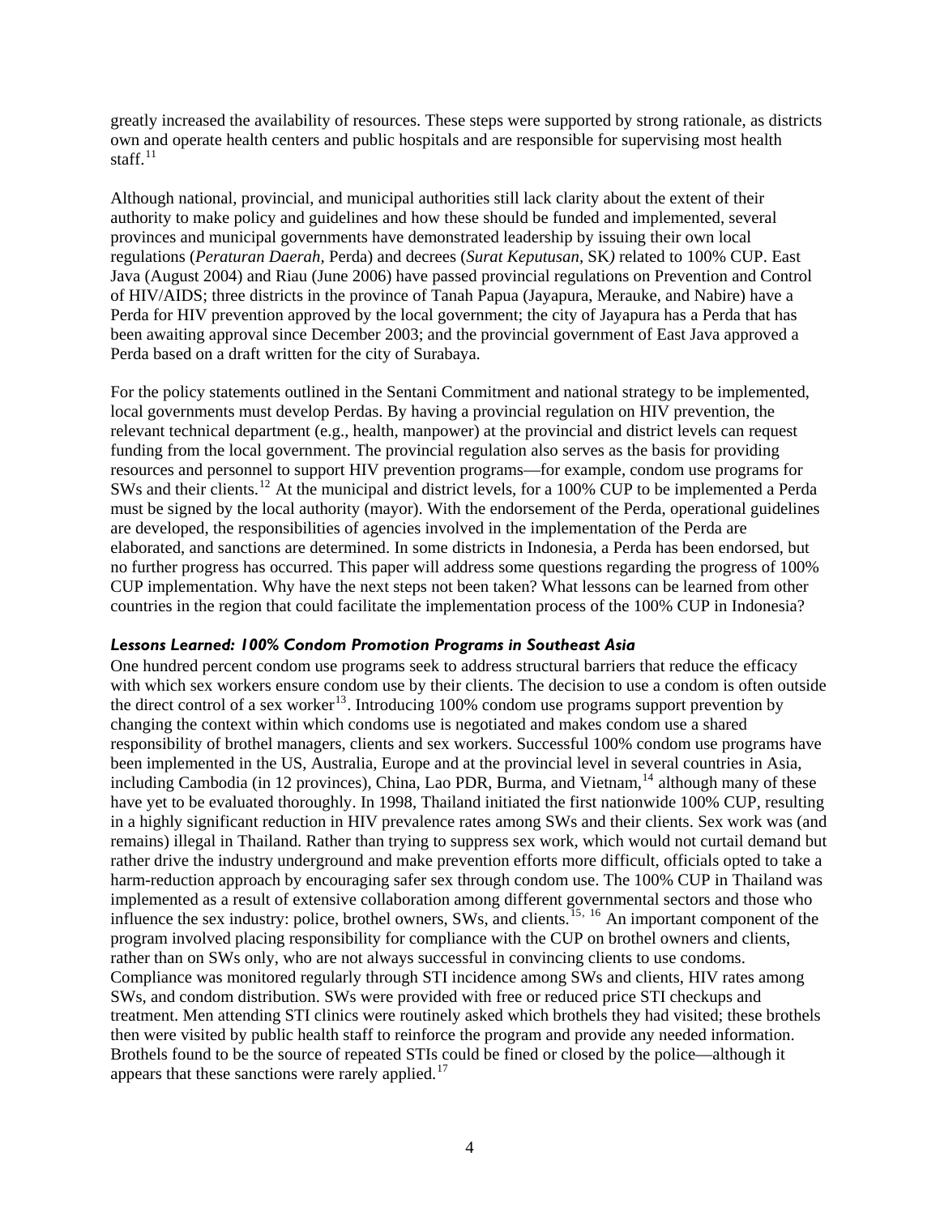greatly increased the availability of resources. These steps were supported by strong rationale, as districts own and operate health centers and public hospitals and are responsible for supervising most health staff.[11]

Although national, provincial, and municipal authorities still lack clarity about the extent of their authority to make policy and guidelines and how these should be funded and implemented, several provinces and municipal governments have demonstrated leadership by issuing their own local regulations (*Peraturan Daerah*, Perda) and decrees (*Surat Keputusan*, SK*)* related to 100% CUP. East Java (August 2004) and Riau (June 2006) have passed provincial regulations on Prevention and Control of HIV/AIDS; three districts in the province of Tanah Papua (Jayapura, Merauke, and Nabire) have a Perda for HIV prevention approved by the local government; the city of Jayapura has a Perda that has been awaiting approval since December 2003; and the provincial government of East Java approved a Perda based on a draft written for the city of Surabaya.

For the policy statements outlined in the Sentani Commitment and national strategy to be implemented, local governments must develop Perdas. By having a provincial regulation on HIV prevention, the relevant technical department (e.g., health, manpower) at the provincial and district levels can request funding from the local government. The provincial regulation also serves as the basis for providing resources and personnel to support HIV prevention programs—for example, condom use programs for SWs and their clients.[12] At the municipal and district levels, for a 100% CUP to be implemented a Perda must be signed by the local authority (mayor). With the endorsement of the Perda, operational guidelines are developed, the responsibilities of agencies involved in the implementation of the Perda are elaborated, and sanctions are determined. In some districts in Indonesia, a Perda has been endorsed, but no further progress has occurred. This paper will address some questions regarding the progress of 100% CUP implementation. Why have the next steps not been taken? What lessons can be learned from other countries in the region that could facilitate the implementation process of the 100% CUP in Indonesia?

### *Lessons Learned: 100% Condom Promotion Programs in Southeast Asia*

One hundred percent condom use programs seek to address structural barriers that reduce the efficacy with which sex workers ensure condom use by their clients. The decision to use a condom is often outside the direct control of a sex worker[13]. Introducing 100% condom use programs support prevention by changing the context within which condoms use is negotiated and makes condom use a shared responsibility of brothel managers, clients and sex workers. Successful 100% condom use programs have been implemented in the US, Australia, Europe and at the provincial level in several countries in Asia, including Cambodia (in 12 provinces), China, Lao PDR, Burma, and Vietnam,[14] although many of these have yet to be evaluated thoroughly. In 1998, Thailand initiated the first nationwide 100% CUP, resulting in a highly significant reduction in HIV prevalence rates among SWs and their clients. Sex work was (and remains) illegal in Thailand. Rather than trying to suppress sex work, which would not curtail demand but rather drive the industry underground and make prevention efforts more difficult, officials opted to take a harm-reduction approach by encouraging safer sex through condom use. The 100% CUP in Thailand was implemented as a result of extensive collaboration among different governmental sectors and those who influence the sex industry: police, brothel owners, SWs, and clients.[15, 16] An important component of the program involved placing responsibility for compliance with the CUP on brothel owners and clients, rather than on SWs only, who are not always successful in convincing clients to use condoms. Compliance was monitored regularly through STI incidence among SWs and clients, HIV rates among SWs, and condom distribution. SWs were provided with free or reduced price STI checkups and treatment. Men attending STI clinics were routinely asked which brothels they had visited; these brothels then were visited by public health staff to reinforce the program and provide any needed information. Brothels found to be the source of repeated STIs could be fined or closed by the police—although it appears that these sanctions were rarely applied.[17]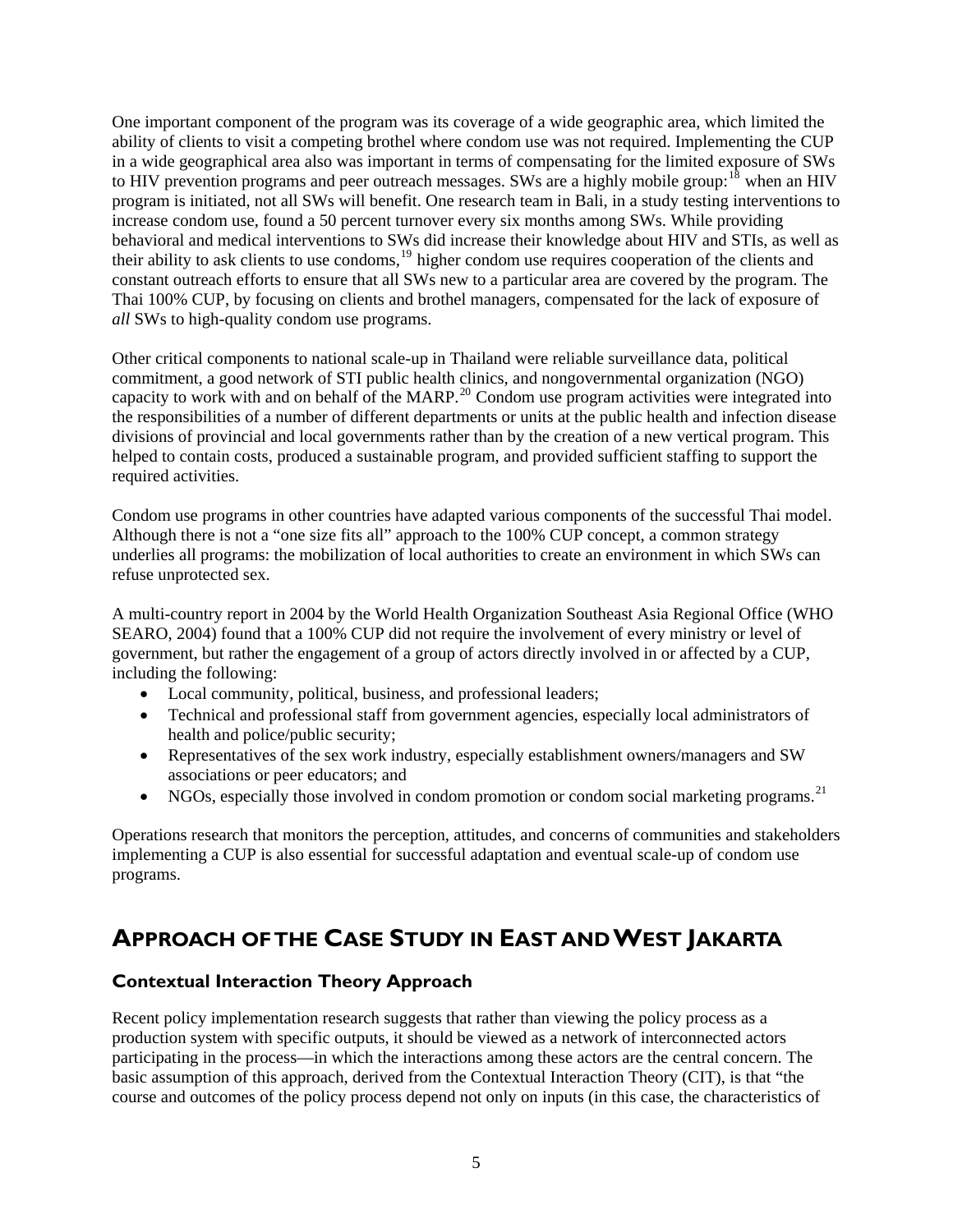One important component of the program was its coverage of a wide geographic area, which limited the ability of clients to visit a competing brothel where condom use was not required. Implementing the CUP in a wide geographical area also was important in terms of compensating for the limited exposure of SWs to HIV prevention programs and peer outreach messages. SWs are a highly mobile group:[18] when an HIV program is initiated, not all SWs will benefit. One research team in Bali, in a study testing interventions to increase condom use, found a 50 percent turnover every six months among SWs. While providing behavioral and medical interventions to SWs did increase their knowledge about HIV and STIs, as well as their ability to ask clients to use condoms,[19] higher condom use requires cooperation of the clients and constant outreach efforts to ensure that all SWs new to a particular area are covered by the program. The Thai 100% CUP, by focusing on clients and brothel managers, compensated for the lack of exposure of *all* SWs to high-quality condom use programs.

Other critical components to national scale-up in Thailand were reliable surveillance data, political commitment, a good network of STI public health clinics, and nongovernmental organization (NGO) capacity to work with and on behalf of the MARP.[20] Condom use program activities were integrated into the responsibilities of a number of different departments or units at the public health and infection disease divisions of provincial and local governments rather than by the creation of a new vertical program. This helped to contain costs, produced a sustainable program, and provided sufficient staffing to support the required activities.

Condom use programs in other countries have adapted various components of the successful Thai model. Although there is not a "one size fits all" approach to the 100% CUP concept, a common strategy underlies all programs: the mobilization of local authorities to create an environment in which SWs can refuse unprotected sex.

A multi-country report in 2004 by the World Health Organization Southeast Asia Regional Office (WHO SEARO, 2004) found that a 100% CUP did not require the involvement of every ministry or level of government, but rather the engagement of a group of actors directly involved in or affected by a CUP, including the following:

- Local community, political, business, and professional leaders;
- Technical and professional staff from government agencies, especially local administrators of health and police/public security;
- Representatives of the sex work industry, especially establishment owners/managers and SW associations or peer educators; and
- NGOs, especially those involved in condom promotion or condom social marketing programs.[21]

Operations research that monitors the perception, attitudes, and concerns of communities and stakeholders implementing a CUP is also essential for successful adaptation and eventual scale-up of condom use programs.

## APPROACH OF THE CASE STUDY IN EAST AND WEST JAKARTA

### Contextual Interaction Theory Approach

Recent policy implementation research suggests that rather than viewing the policy process as a production system with specific outputs, it should be viewed as a network of interconnected actors participating in the process—in which the interactions among these actors are the central concern. The basic assumption of this approach, derived from the Contextual Interaction Theory (CIT), is that "the course and outcomes of the policy process depend not only on inputs (in this case, the characteristics of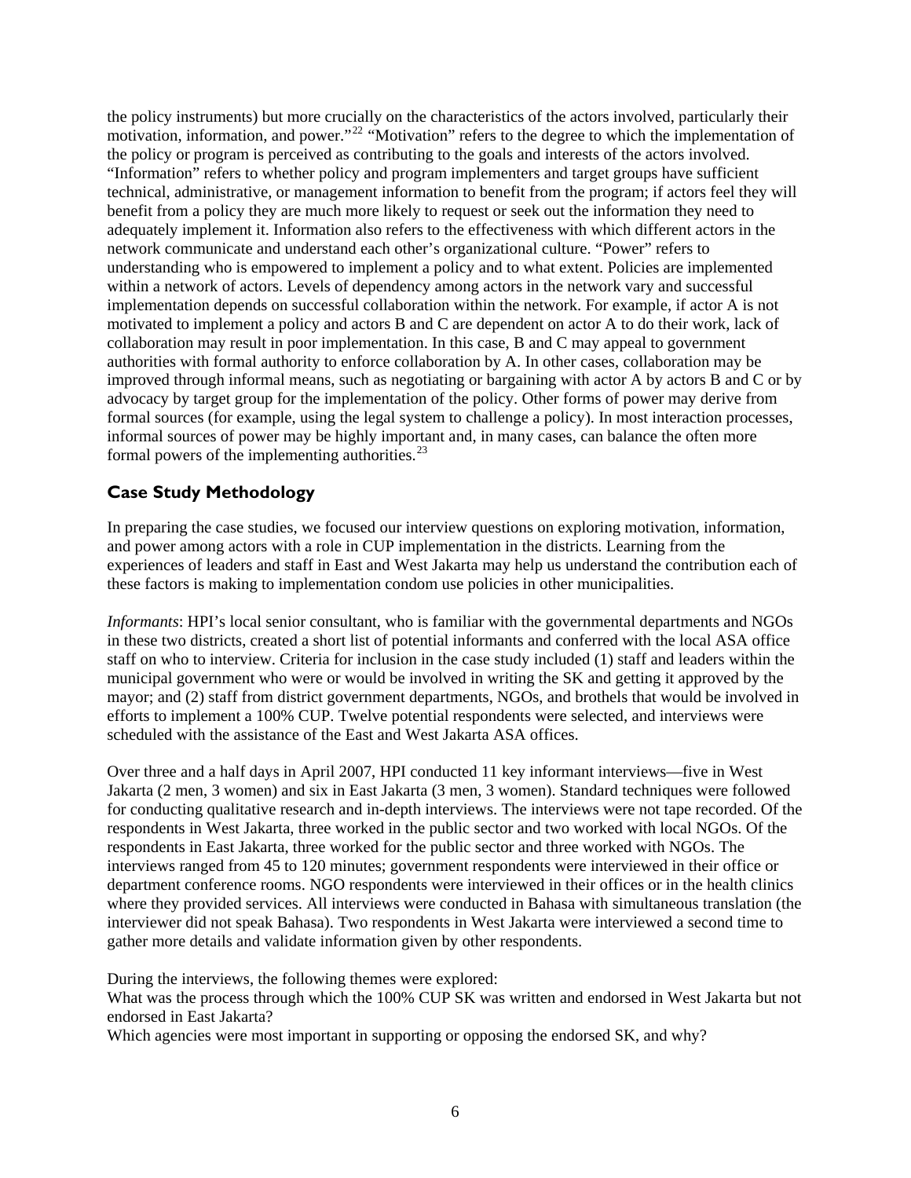the policy instruments) but more crucially on the characteristics of the actors involved, particularly their motivation, information, and power."[22] "Motivation" refers to the degree to which the implementation of the policy or program is perceived as contributing to the goals and interests of the actors involved. "Information" refers to whether policy and program implementers and target groups have sufficient technical, administrative, or management information to benefit from the program; if actors feel they will benefit from a policy they are much more likely to request or seek out the information they need to adequately implement it. Information also refers to the effectiveness with which different actors in the network communicate and understand each other's organizational culture. "Power" refers to understanding who is empowered to implement a policy and to what extent. Policies are implemented within a network of actors. Levels of dependency among actors in the network vary and successful implementation depends on successful collaboration within the network. For example, if actor A is not motivated to implement a policy and actors B and C are dependent on actor A to do their work, lack of collaboration may result in poor implementation. In this case, B and C may appeal to government authorities with formal authority to enforce collaboration by A. In other cases, collaboration may be improved through informal means, such as negotiating or bargaining with actor A by actors B and C or by advocacy by target group for the implementation of the policy. Other forms of power may derive from formal sources (for example, using the legal system to challenge a policy). In most interaction processes, informal sources of power may be highly important and, in many cases, can balance the often more formal powers of the implementing authorities.[23]

## Case Study Methodology

In preparing the case studies, we focused our interview questions on exploring motivation, information, and power among actors with a role in CUP implementation in the districts. Learning from the experiences of leaders and staff in East and West Jakarta may help us understand the contribution each of these factors is making to implementation condom use policies in other municipalities.

*Informants*: HPI's local senior consultant, who is familiar with the governmental departments and NGOs in these two districts, created a short list of potential informants and conferred with the local ASA office staff on who to interview. Criteria for inclusion in the case study included (1) staff and leaders within the municipal government who were or would be involved in writing the SK and getting it approved by the mayor; and (2) staff from district government departments, NGOs, and brothels that would be involved in efforts to implement a 100% CUP. Twelve potential respondents were selected, and interviews were scheduled with the assistance of the East and West Jakarta ASA offices.

Over three and a half days in April 2007, HPI conducted 11 key informant interviews—five in West Jakarta (2 men, 3 women) and six in East Jakarta (3 men, 3 women). Standard techniques were followed for conducting qualitative research and in-depth interviews. The interviews were not tape recorded. Of the respondents in West Jakarta, three worked in the public sector and two worked with local NGOs. Of the respondents in East Jakarta, three worked for the public sector and three worked with NGOs. The interviews ranged from 45 to 120 minutes; government respondents were interviewed in their office or department conference rooms. NGO respondents were interviewed in their offices or in the health clinics where they provided services. All interviews were conducted in Bahasa with simultaneous translation (the interviewer did not speak Bahasa). Two respondents in West Jakarta were interviewed a second time to gather more details and validate information given by other respondents.

During the interviews, the following themes were explored:

What was the process through which the 100% CUP SK was written and endorsed in West Jakarta but not endorsed in East Jakarta?

Which agencies were most important in supporting or opposing the endorsed SK, and why?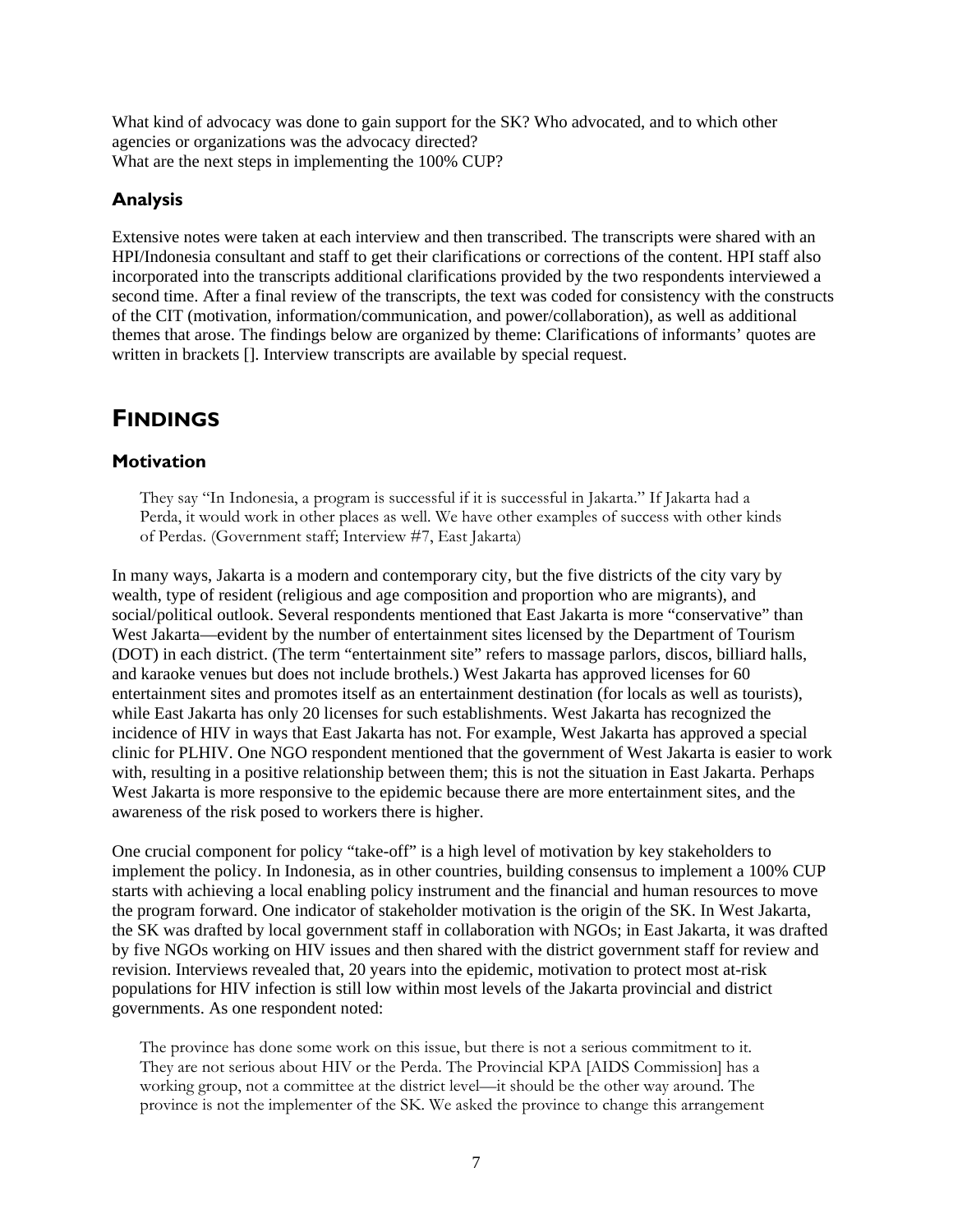What kind of advocacy was done to gain support for the SK? Who advocated, and to which other agencies or organizations was the advocacy directed?
What are the next steps in implementing the 100% CUP?

### Analysis

Extensive notes were taken at each interview and then transcribed. The transcripts were shared with an HPI/Indonesia consultant and staff to get their clarifications or corrections of the content. HPI staff also incorporated into the transcripts additional clarifications provided by the two respondents interviewed a second time. After a final review of the transcripts, the text was coded for consistency with the constructs of the CIT (motivation, information/communication, and power/collaboration), as well as additional themes that arose. The findings below are organized by theme: Clarifications of informants' quotes are written in brackets []. Interview transcripts are available by special request.

## Findings

### Motivation

> They say "In Indonesia, a program is successful if it is successful in Jakarta." If Jakarta had a Perda, it would work in other places as well. We have other examples of success with other kinds of Perdas. (Government staff; Interview #7, East Jakarta)

In many ways, Jakarta is a modern and contemporary city, but the five districts of the city vary by wealth, type of resident (religious and age composition and proportion who are migrants), and social/political outlook. Several respondents mentioned that East Jakarta is more "conservative" than West Jakarta—evident by the number of entertainment sites licensed by the Department of Tourism (DOT) in each district. (The term "entertainment site" refers to massage parlors, discos, billiard halls, and karaoke venues but does not include brothels.) West Jakarta has approved licenses for 60 entertainment sites and promotes itself as an entertainment destination (for locals as well as tourists), while East Jakarta has only 20 licenses for such establishments. West Jakarta has recognized the incidence of HIV in ways that East Jakarta has not. For example, West Jakarta has approved a special clinic for PLHIV. One NGO respondent mentioned that the government of West Jakarta is easier to work with, resulting in a positive relationship between them; this is not the situation in East Jakarta. Perhaps West Jakarta is more responsive to the epidemic because there are more entertainment sites, and the awareness of the risk posed to workers there is higher.

One crucial component for policy "take-off" is a high level of motivation by key stakeholders to implement the policy. In Indonesia, as in other countries, building consensus to implement a 100% CUP starts with achieving a local enabling policy instrument and the financial and human resources to move the program forward. One indicator of stakeholder motivation is the origin of the SK. In West Jakarta, the SK was drafted by local government staff in collaboration with NGOs; in East Jakarta, it was drafted by five NGOs working on HIV issues and then shared with the district government staff for review and revision. Interviews revealed that, 20 years into the epidemic, motivation to protect most at-risk populations for HIV infection is still low within most levels of the Jakarta provincial and district governments. As one respondent noted:

> The province has done some work on this issue, but there is not a serious commitment to it. They are not serious about HIV or the Perda. The Provincial KPA [AIDS Commission] has a working group, not a committee at the district level—it should be the other way around. The province is not the implementer of the SK. We asked the province to change this arrangement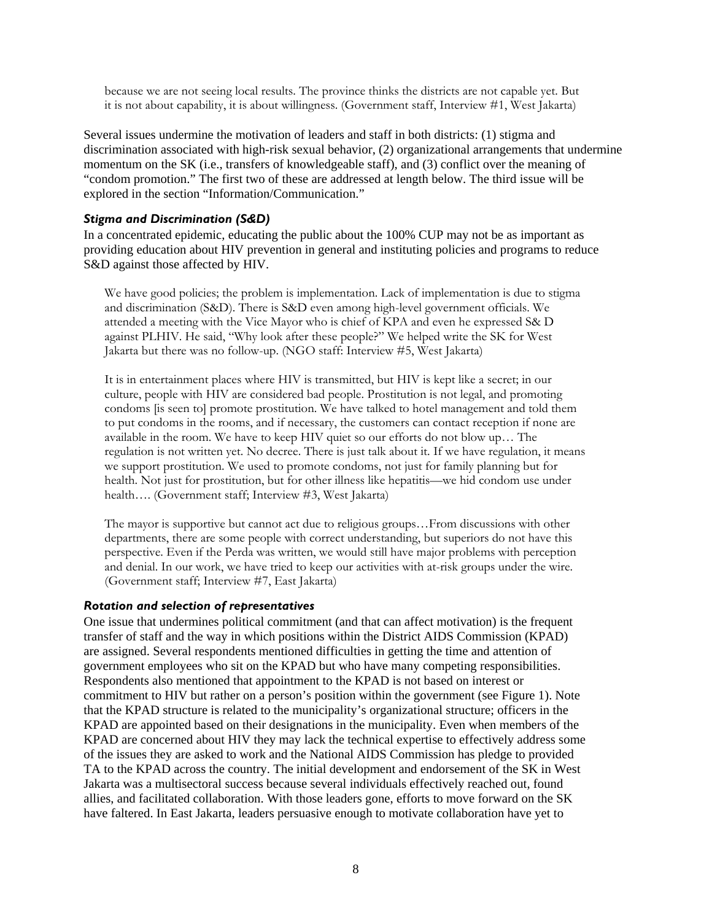> because we are not seeing local results. The province thinks the districts are not capable yet. But it is not about capability, it is about willingness. (Government staff, Interview #1, West Jakarta)

Several issues undermine the motivation of leaders and staff in both districts: (1) stigma and discrimination associated with high-risk sexual behavior, (2) organizational arrangements that undermine momentum on the SK (i.e., transfers of knowledgeable staff), and (3) conflict over the meaning of "condom promotion." The first two of these are addressed at length below. The third issue will be explored in the section "Information/Communication."

### *Stigma and Discrimination (S&D)*

In a concentrated epidemic, educating the public about the 100% CUP may not be as important as providing education about HIV prevention in general and instituting policies and programs to reduce S&D against those affected by HIV.

> We have good policies; the problem is implementation. Lack of implementation is due to stigma and discrimination (S&D). There is S&D even among high-level government officials. We attended a meeting with the Vice Mayor who is chief of KPA and even he expressed S& D against PLHIV. He said, "Why look after these people?" We helped write the SK for West Jakarta but there was no follow-up. (NGO staff: Interview #5, West Jakarta)

> It is in entertainment places where HIV is transmitted, but HIV is kept like a secret; in our culture, people with HIV are considered bad people. Prostitution is not legal, and promoting condoms [is seen to] promote prostitution. We have talked to hotel management and told them to put condoms in the rooms, and if necessary, the customers can contact reception if none are available in the room. We have to keep HIV quiet so our efforts do not blow up… The regulation is not written yet. No decree. There is just talk about it. If we have regulation, it means we support prostitution. We used to promote condoms, not just for family planning but for health. Not just for prostitution, but for other illness like hepatitis—we hid condom use under health…. (Government staff; Interview #3, West Jakarta)

> The mayor is supportive but cannot act due to religious groups…From discussions with other departments, there are some people with correct understanding, but superiors do not have this perspective. Even if the Perda was written, we would still have major problems with perception and denial. In our work, we have tried to keep our activities with at-risk groups under the wire. (Government staff; Interview #7, East Jakarta)

### *Rotation and selection of representatives*

One issue that undermines political commitment (and that can affect motivation) is the frequent transfer of staff and the way in which positions within the District AIDS Commission (KPAD) are assigned. Several respondents mentioned difficulties in getting the time and attention of government employees who sit on the KPAD but who have many competing responsibilities. Respondents also mentioned that appointment to the KPAD is not based on interest or commitment to HIV but rather on a person's position within the government (see Figure 1). Note that the KPAD structure is related to the municipality's organizational structure; officers in the KPAD are appointed based on their designations in the municipality. Even when members of the KPAD are concerned about HIV they may lack the technical expertise to effectively address some of the issues they are asked to work and the National AIDS Commission has pledge to provided TA to the KPAD across the country. The initial development and endorsement of the SK in West Jakarta was a multisectoral success because several individuals effectively reached out, found allies, and facilitated collaboration. With those leaders gone, efforts to move forward on the SK have faltered. In East Jakarta, leaders persuasive enough to motivate collaboration have yet to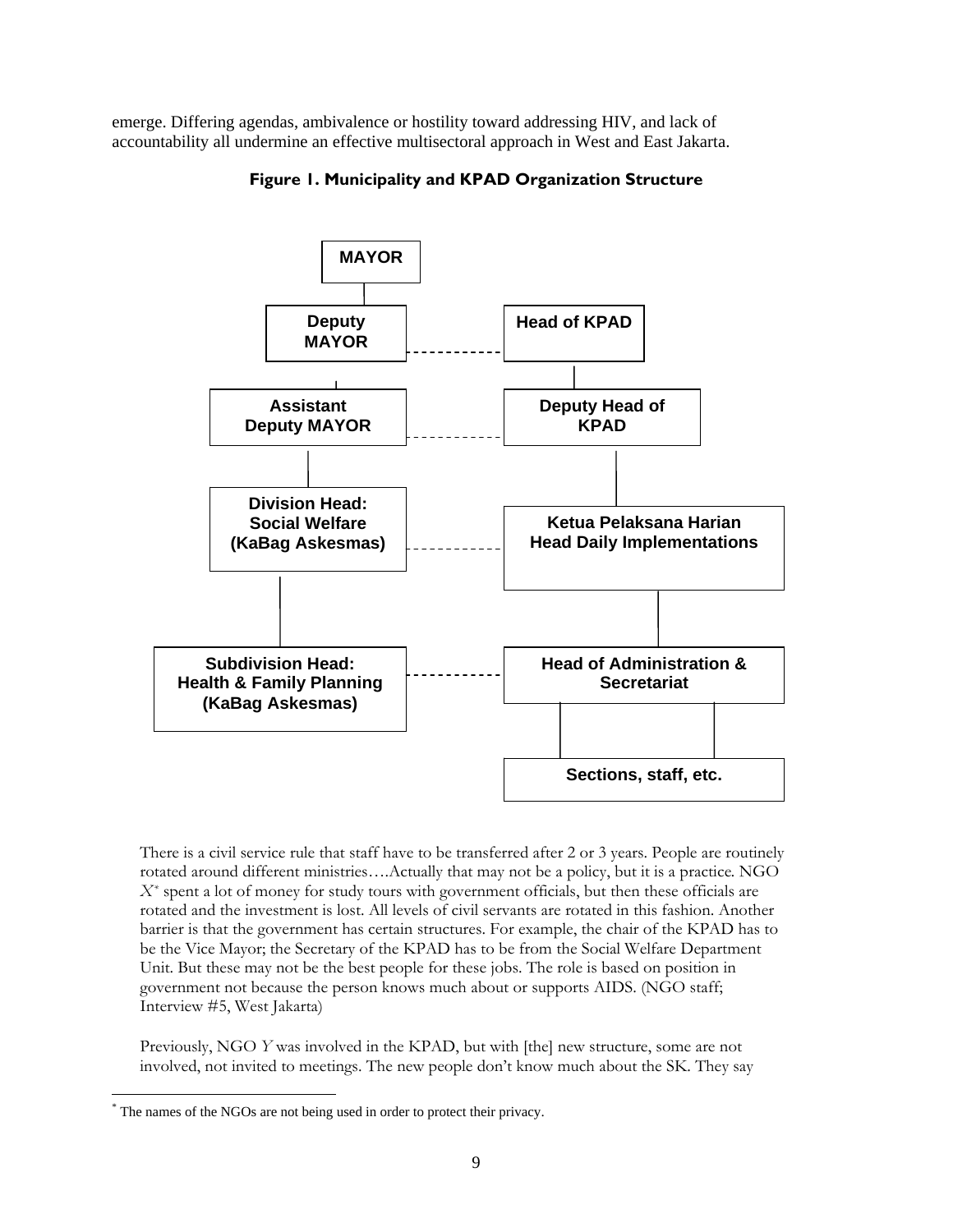emerge. Differing agendas, ambivalence or hostility toward addressing HIV, and lack of accountability all undermine an effective multisectoral approach in West and East Jakarta.

**Figure 1. Municipality and KPAD Organization Structure**

MAYOR

Deputy MAYOR — Head of KPAD

Assistant Deputy MAYOR — Deputy Head of KPAD

Division Head: Social Welfare (KaBag Askesmas) — Ketua Pelaksana Harian Head Daily Implementations

Subdivision Head: Health & Family Planning (KaBag Askesmas) — Head of Administration & Secretariat

Sections, staff, etc.

> There is a civil service rule that staff have to be transferred after 2 or 3 years. People are routinely rotated around different ministries….Actually that may not be a policy, but it is a practice. NGO *X*[*] spent a lot of money for study tours with government officials, but then these officials are rotated and the investment is lost. All levels of civil servants are rotated in this fashion. Another barrier is that the government has certain structures. For example, the chair of the KPAD has to be the Vice Mayor; the Secretary of the KPAD has to be from the Social Welfare Department Unit. But these may not be the best people for these jobs. The role is based on position in government not because the person knows much about or supports AIDS. (NGO staff; Interview #5, West Jakarta)

> Previously, NGO *Y* was involved in the KPAD, but with [the] new structure, some are not involved, not invited to meetings. The new people don't know much about the SK. They say

[*] The names of the NGOs are not being used in order to protect their privacy.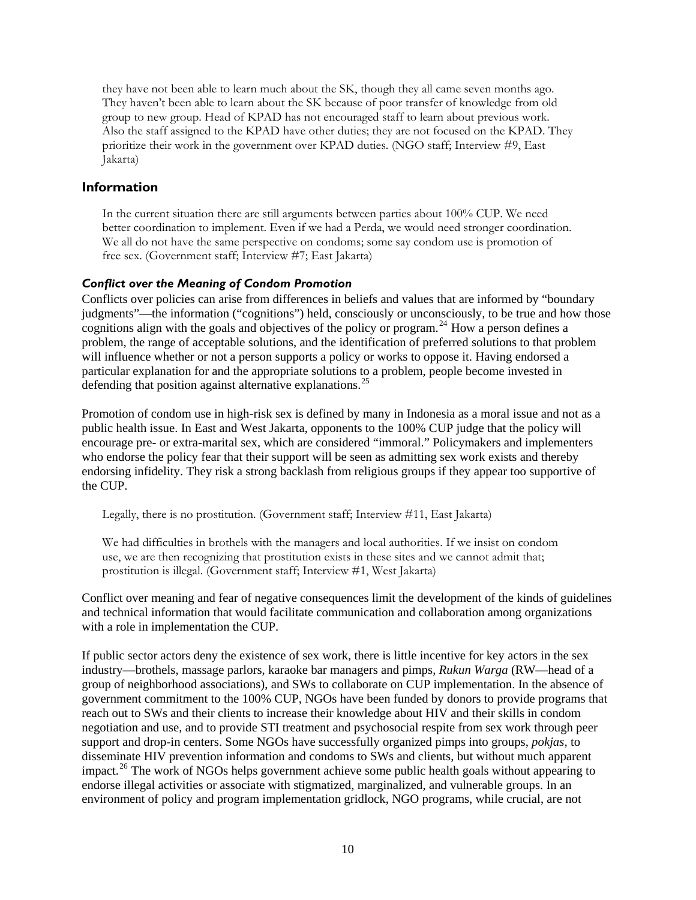they have not been able to learn much about the SK, though they all came seven months ago. They haven't been able to learn about the SK because of poor transfer of knowledge from old group to new group. Head of KPAD has not encouraged staff to learn about previous work. Also the staff assigned to the KPAD have other duties; they are not focused on the KPAD. They prioritize their work in the government over KPAD duties. (NGO staff; Interview #9, East Jakarta)

## Information

In the current situation there are still arguments between parties about 100% CUP. We need better coordination to implement. Even if we had a Perda, we would need stronger coordination. We all do not have the same perspective on condoms; some say condom use is promotion of free sex. (Government staff; Interview #7; East Jakarta)

### *Conflict over the Meaning of Condom Promotion*

Conflicts over policies can arise from differences in beliefs and values that are informed by "boundary judgments"—the information ("cognitions") held, consciously or unconsciously, to be true and how those cognitions align with the goals and objectives of the policy or program.[24] How a person defines a problem, the range of acceptable solutions, and the identification of preferred solutions to that problem will influence whether or not a person supports a policy or works to oppose it. Having endorsed a particular explanation for and the appropriate solutions to a problem, people become invested in defending that position against alternative explanations.[25]

Promotion of condom use in high-risk sex is defined by many in Indonesia as a moral issue and not as a public health issue. In East and West Jakarta, opponents to the 100% CUP judge that the policy will encourage pre- or extra-marital sex, which are considered "immoral." Policymakers and implementers who endorse the policy fear that their support will be seen as admitting sex work exists and thereby endorsing infidelity. They risk a strong backlash from religious groups if they appear too supportive of the CUP.

Legally, there is no prostitution. (Government staff; Interview #11, East Jakarta)

We had difficulties in brothels with the managers and local authorities. If we insist on condom use, we are then recognizing that prostitution exists in these sites and we cannot admit that; prostitution is illegal. (Government staff; Interview #1, West Jakarta)

Conflict over meaning and fear of negative consequences limit the development of the kinds of guidelines and technical information that would facilitate communication and collaboration among organizations with a role in implementation the CUP.

If public sector actors deny the existence of sex work, there is little incentive for key actors in the sex industry—brothels, massage parlors, karaoke bar managers and pimps, *Rukun Warga* (RW—head of a group of neighborhood associations), and SWs to collaborate on CUP implementation. In the absence of government commitment to the 100% CUP, NGOs have been funded by donors to provide programs that reach out to SWs and their clients to increase their knowledge about HIV and their skills in condom negotiation and use, and to provide STI treatment and psychosocial respite from sex work through peer support and drop-in centers. Some NGOs have successfully organized pimps into groups, *pokjas*, to disseminate HIV prevention information and condoms to SWs and clients, but without much apparent impact.[26] The work of NGOs helps government achieve some public health goals without appearing to endorse illegal activities or associate with stigmatized, marginalized, and vulnerable groups. In an environment of policy and program implementation gridlock, NGO programs, while crucial, are not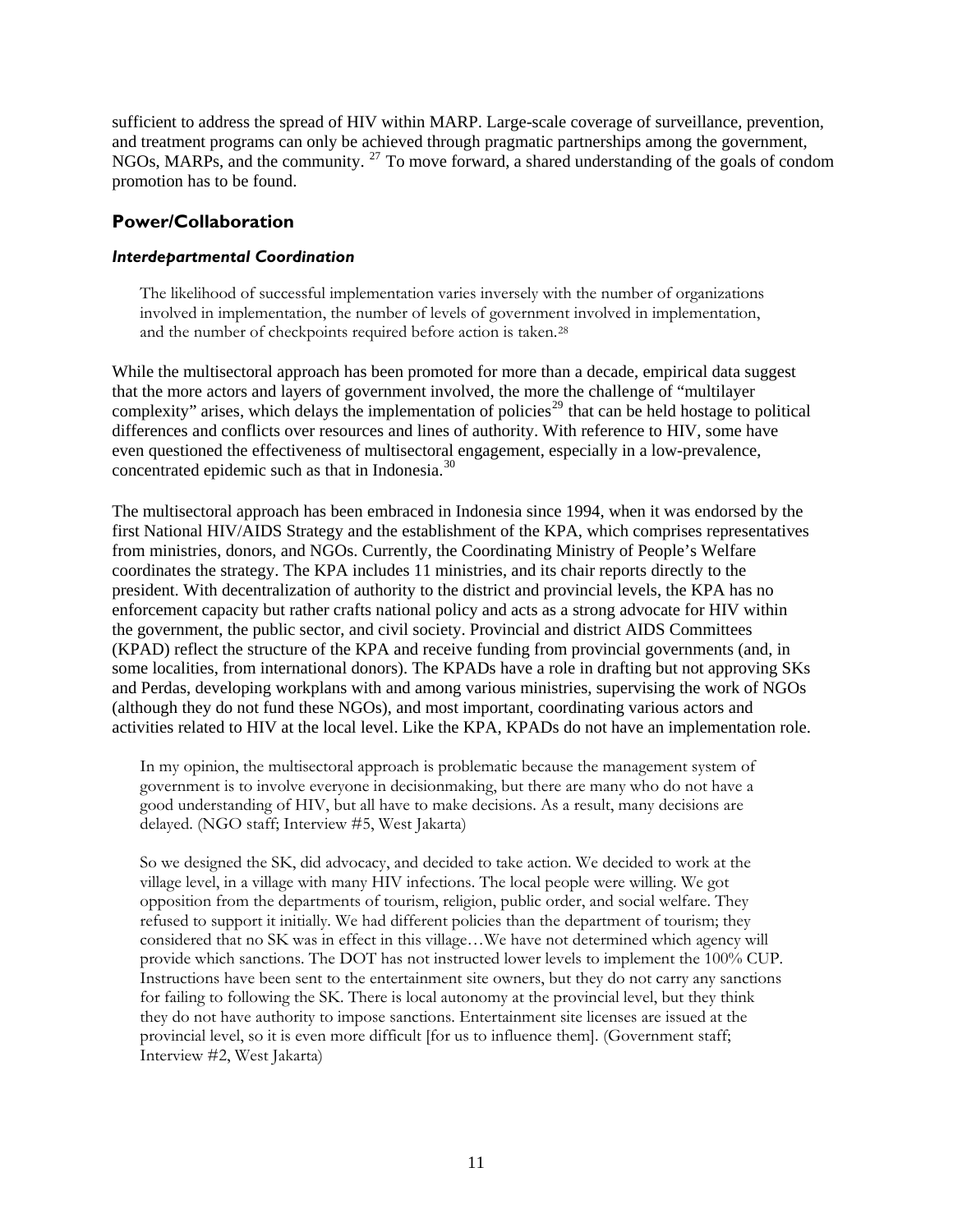sufficient to address the spread of HIV within MARP. Large-scale coverage of surveillance, prevention, and treatment programs can only be achieved through pragmatic partnerships among the government, NGOs, MARPs, and the community. [27] To move forward, a shared understanding of the goals of condom promotion has to be found.

## Power/Collaboration

### *Interdepartmental Coordination*

> The likelihood of successful implementation varies inversely with the number of organizations involved in implementation, the number of levels of government involved in implementation, and the number of checkpoints required before action is taken.[28]

While the multisectoral approach has been promoted for more than a decade, empirical data suggest that the more actors and layers of government involved, the more the challenge of "multilayer complexity" arises, which delays the implementation of policies[29] that can be held hostage to political differences and conflicts over resources and lines of authority. With reference to HIV, some have even questioned the effectiveness of multisectoral engagement, especially in a low-prevalence, concentrated epidemic such as that in Indonesia.[30]

The multisectoral approach has been embraced in Indonesia since 1994, when it was endorsed by the first National HIV/AIDS Strategy and the establishment of the KPA, which comprises representatives from ministries, donors, and NGOs. Currently, the Coordinating Ministry of People's Welfare coordinates the strategy. The KPA includes 11 ministries, and its chair reports directly to the president. With decentralization of authority to the district and provincial levels, the KPA has no enforcement capacity but rather crafts national policy and acts as a strong advocate for HIV within the government, the public sector, and civil society. Provincial and district AIDS Committees (KPAD) reflect the structure of the KPA and receive funding from provincial governments (and, in some localities, from international donors). The KPADs have a role in drafting but not approving SKs and Perdas, developing workplans with and among various ministries, supervising the work of NGOs (although they do not fund these NGOs), and most important, coordinating various actors and activities related to HIV at the local level. Like the KPA, KPADs do not have an implementation role.

> In my opinion, the multisectoral approach is problematic because the management system of government is to involve everyone in decisionmaking, but there are many who do not have a good understanding of HIV, but all have to make decisions. As a result, many decisions are delayed. (NGO staff; Interview #5, West Jakarta)

> So we designed the SK, did advocacy, and decided to take action. We decided to work at the village level, in a village with many HIV infections. The local people were willing. We got opposition from the departments of tourism, religion, public order, and social welfare. They refused to support it initially. We had different policies than the department of tourism; they considered that no SK was in effect in this village…We have not determined which agency will provide which sanctions. The DOT has not instructed lower levels to implement the 100% CUP. Instructions have been sent to the entertainment site owners, but they do not carry any sanctions for failing to following the SK. There is local autonomy at the provincial level, but they think they do not have authority to impose sanctions. Entertainment site licenses are issued at the provincial level, so it is even more difficult [for us to influence them]. (Government staff; Interview #2, West Jakarta)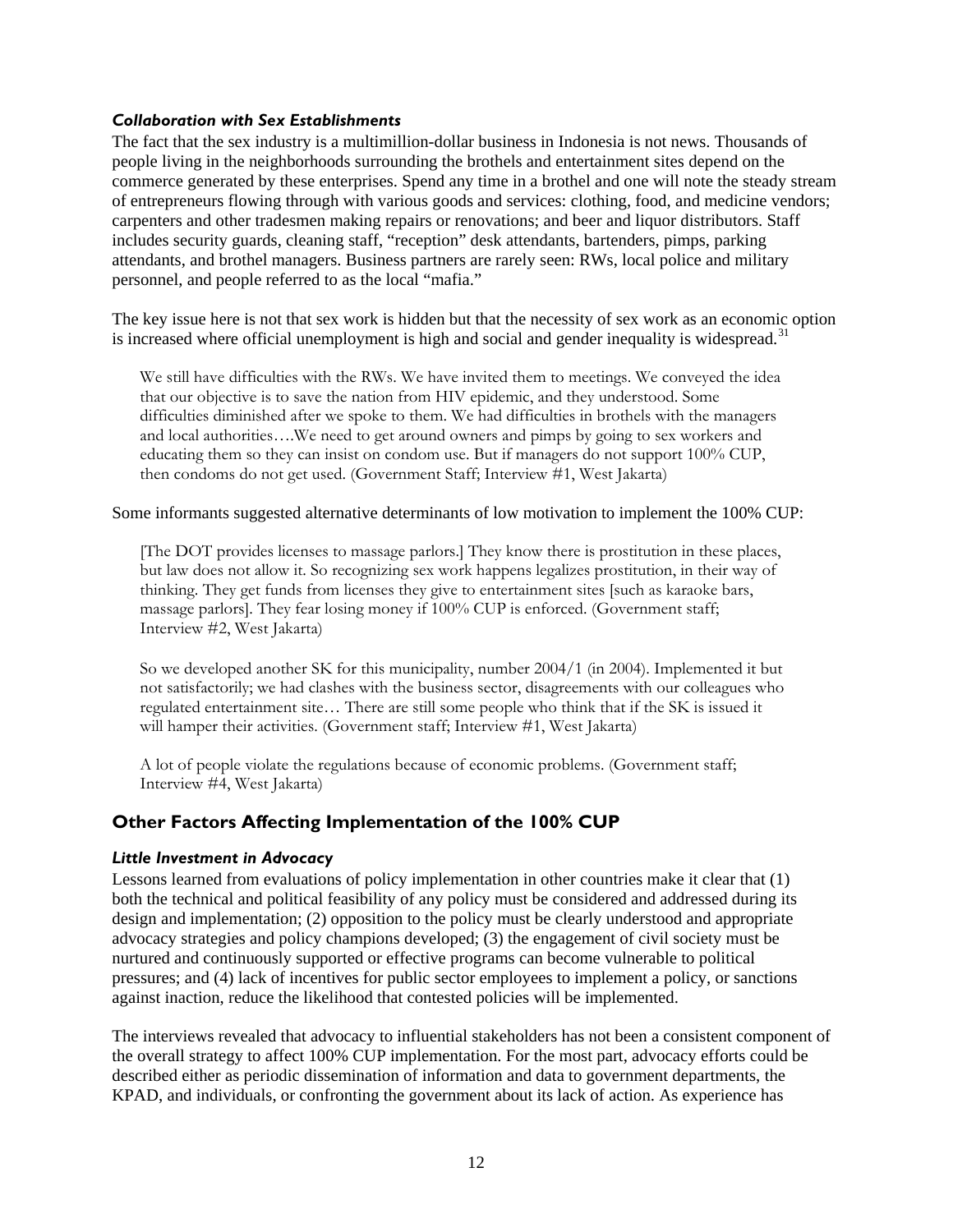### *Collaboration with Sex Establishments*

The fact that the sex industry is a multimillion-dollar business in Indonesia is not news. Thousands of people living in the neighborhoods surrounding the brothels and entertainment sites depend on the commerce generated by these enterprises. Spend any time in a brothel and one will note the steady stream of entrepreneurs flowing through with various goods and services: clothing, food, and medicine vendors; carpenters and other tradesmen making repairs or renovations; and beer and liquor distributors. Staff includes security guards, cleaning staff, "reception" desk attendants, bartenders, pimps, parking attendants, and brothel managers. Business partners are rarely seen: RWs, local police and military personnel, and people referred to as the local "mafia."

The key issue here is not that sex work is hidden but that the necessity of sex work as an economic option is increased where official unemployment is high and social and gender inequality is widespread.[31]

> We still have difficulties with the RWs. We have invited them to meetings. We conveyed the idea that our objective is to save the nation from HIV epidemic, and they understood. Some difficulties diminished after we spoke to them. We had difficulties in brothels with the managers and local authorities….We need to get around owners and pimps by going to sex workers and educating them so they can insist on condom use. But if managers do not support 100% CUP, then condoms do not get used. (Government Staff; Interview #1, West Jakarta)

Some informants suggested alternative determinants of low motivation to implement the 100% CUP:

> [The DOT provides licenses to massage parlors.] They know there is prostitution in these places, but law does not allow it. So recognizing sex work happens legalizes prostitution, in their way of thinking. They get funds from licenses they give to entertainment sites [such as karaoke bars, massage parlors]. They fear losing money if 100% CUP is enforced. (Government staff; Interview #2, West Jakarta)

> So we developed another SK for this municipality, number 2004/1 (in 2004). Implemented it but not satisfactorily; we had clashes with the business sector, disagreements with our colleagues who regulated entertainment site… There are still some people who think that if the SK is issued it will hamper their activities. (Government staff; Interview #1, West Jakarta)

> A lot of people violate the regulations because of economic problems. (Government staff; Interview #4, West Jakarta)

## Other Factors Affecting Implementation of the 100% CUP

### *Little Investment in Advocacy*

Lessons learned from evaluations of policy implementation in other countries make it clear that (1) both the technical and political feasibility of any policy must be considered and addressed during its design and implementation; (2) opposition to the policy must be clearly understood and appropriate advocacy strategies and policy champions developed; (3) the engagement of civil society must be nurtured and continuously supported or effective programs can become vulnerable to political pressures; and (4) lack of incentives for public sector employees to implement a policy, or sanctions against inaction, reduce the likelihood that contested policies will be implemented.

The interviews revealed that advocacy to influential stakeholders has not been a consistent component of the overall strategy to affect 100% CUP implementation. For the most part, advocacy efforts could be described either as periodic dissemination of information and data to government departments, the KPAD, and individuals, or confronting the government about its lack of action. As experience has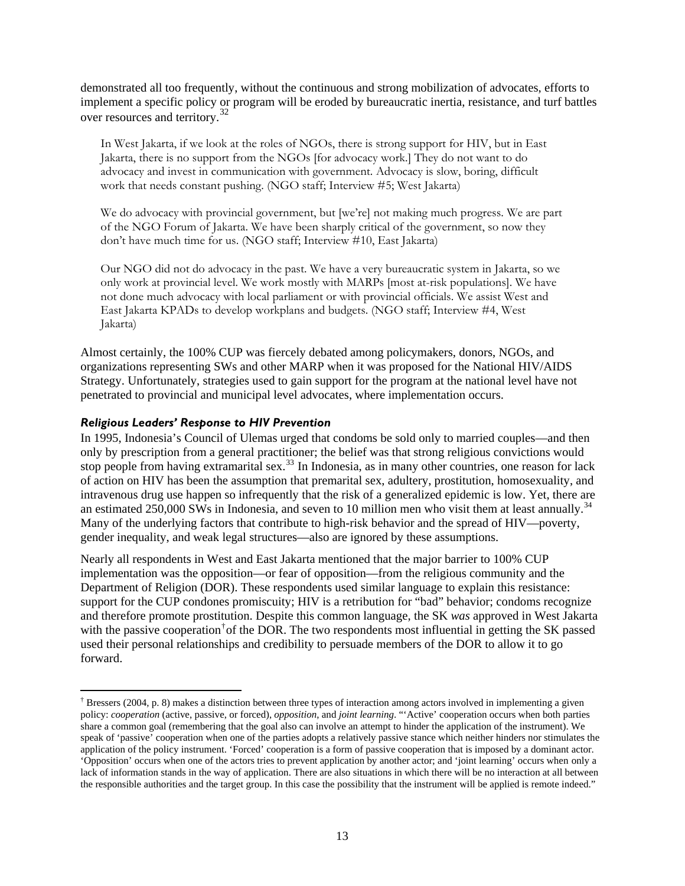demonstrated all too frequently, without the continuous and strong mobilization of advocates, efforts to implement a specific policy or program will be eroded by bureaucratic inertia, resistance, and turf battles over resources and territory.[32]

> In West Jakarta, if we look at the roles of NGOs, there is strong support for HIV, but in East Jakarta, there is no support from the NGOs [for advocacy work.] They do not want to do advocacy and invest in communication with government. Advocacy is slow, boring, difficult work that needs constant pushing. (NGO staff; Interview #5; West Jakarta)

> We do advocacy with provincial government, but [we're] not making much progress. We are part of the NGO Forum of Jakarta. We have been sharply critical of the government, so now they don't have much time for us. (NGO staff; Interview #10, East Jakarta)

> Our NGO did not do advocacy in the past. We have a very bureaucratic system in Jakarta, so we only work at provincial level. We work mostly with MARPs [most at-risk populations]. We have not done much advocacy with local parliament or with provincial officials. We assist West and East Jakarta KPADs to develop workplans and budgets. (NGO staff; Interview #4, West Jakarta)

Almost certainly, the 100% CUP was fiercely debated among policymakers, donors, NGOs, and organizations representing SWs and other MARP when it was proposed for the National HIV/AIDS Strategy. Unfortunately, strategies used to gain support for the program at the national level have not penetrated to provincial and municipal level advocates, where implementation occurs.

### *Religious Leaders' Response to HIV Prevention*

In 1995, Indonesia's Council of Ulemas urged that condoms be sold only to married couples—and then only by prescription from a general practitioner; the belief was that strong religious convictions would stop people from having extramarital sex.[33] In Indonesia, as in many other countries, one reason for lack of action on HIV has been the assumption that premarital sex, adultery, prostitution, homosexuality, and intravenous drug use happen so infrequently that the risk of a generalized epidemic is low. Yet, there are an estimated 250,000 SWs in Indonesia, and seven to 10 million men who visit them at least annually.[34] Many of the underlying factors that contribute to high-risk behavior and the spread of HIV—poverty, gender inequality, and weak legal structures—also are ignored by these assumptions.

Nearly all respondents in West and East Jakarta mentioned that the major barrier to 100% CUP implementation was the opposition—or fear of opposition—from the religious community and the Department of Religion (DOR). These respondents used similar language to explain this resistance: support for the CUP condones promiscuity; HIV is a retribution for "bad" behavior; condoms recognize and therefore promote prostitution. Despite this common language, the SK *was* approved in West Jakarta with the passive cooperation[†] of the DOR. The two respondents most influential in getting the SK passed used their personal relationships and credibility to persuade members of the DOR to allow it to go forward.

---

[†] Bressers (2004, p. 8) makes a distinction between three types of interaction among actors involved in implementing a given policy: *cooperation* (active, passive, or forced), *opposition*, and *joint learning*. "'Active' cooperation occurs when both parties share a common goal (remembering that the goal also can involve an attempt to hinder the application of the instrument). We speak of 'passive' cooperation when one of the parties adopts a relatively passive stance which neither hinders nor stimulates the application of the policy instrument. 'Forced' cooperation is a form of passive cooperation that is imposed by a dominant actor. 'Opposition' occurs when one of the actors tries to prevent application by another actor; and 'joint learning' occurs when only a lack of information stands in the way of application. There are also situations in which there will be no interaction at all between the responsible authorities and the target group. In this case the possibility that the instrument will be applied is remote indeed."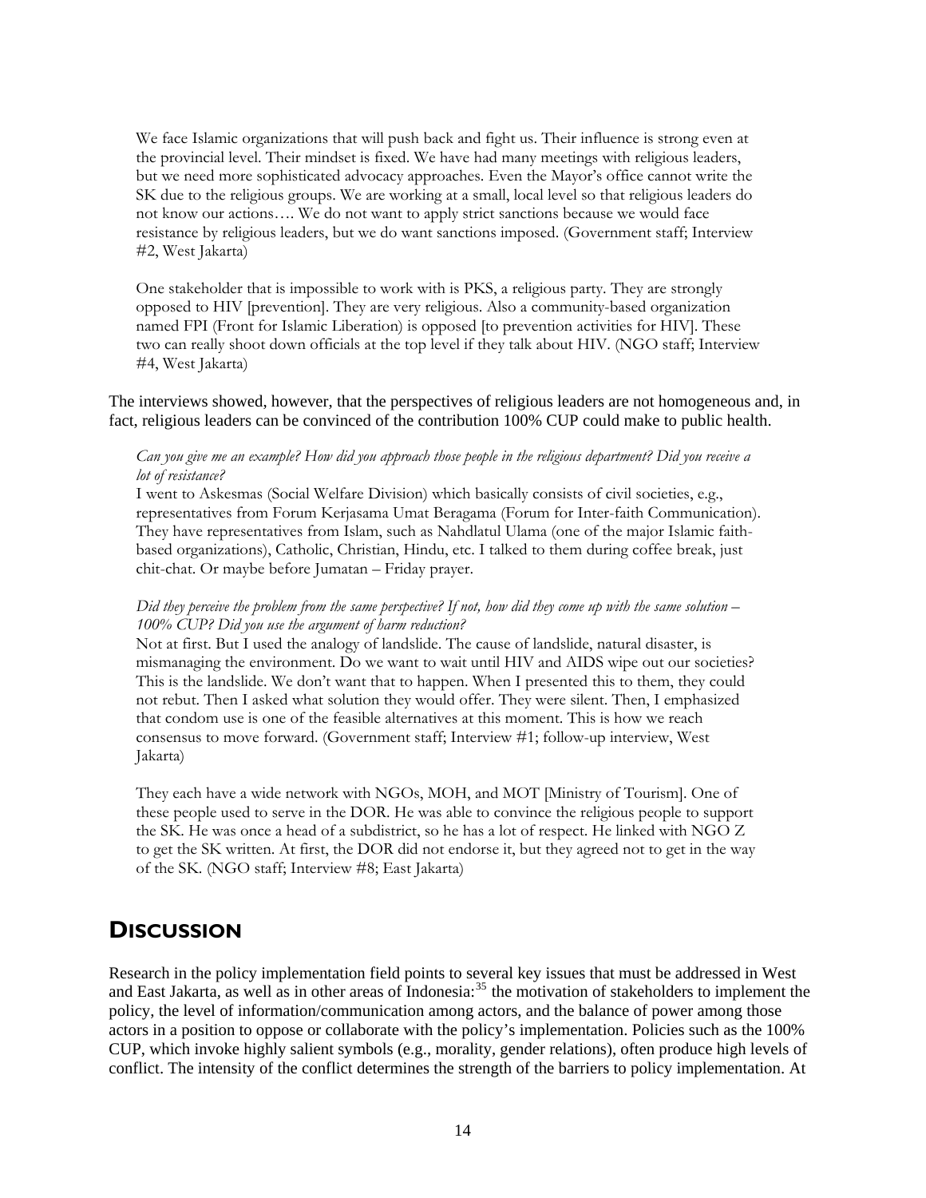> We face Islamic organizations that will push back and fight us. Their influence is strong even at the provincial level. Their mindset is fixed. We have had many meetings with religious leaders, but we need more sophisticated advocacy approaches. Even the Mayor's office cannot write the SK due to the religious groups. We are working at a small, local level so that religious leaders do not know our actions…. We do not want to apply strict sanctions because we would face resistance by religious leaders, but we do want sanctions imposed. (Government staff; Interview #2, West Jakarta)

> One stakeholder that is impossible to work with is PKS, a religious party. They are strongly opposed to HIV [prevention]. They are very religious. Also a community-based organization named FPI (Front for Islamic Liberation) is opposed [to prevention activities for HIV]. These two can really shoot down officials at the top level if they talk about HIV. (NGO staff; Interview #4, West Jakarta)

The interviews showed, however, that the perspectives of religious leaders are not homogeneous and, in fact, religious leaders can be convinced of the contribution 100% CUP could make to public health.

> *Can you give me an example? How did you approach those people in the religious department? Did you receive a lot of resistance?*
> I went to Askesmas (Social Welfare Division) which basically consists of civil societies, e.g., representatives from Forum Kerjasama Umat Beragama (Forum for Inter-faith Communication). They have representatives from Islam, such as Nahdlatul Ulama (one of the major Islamic faith-based organizations), Catholic, Christian, Hindu, etc. I talked to them during coffee break, just chit-chat. Or maybe before Jumatan – Friday prayer.
>
> *Did they perceive the problem from the same perspective? If not, how did they come up with the same solution – 100% CUP? Did you use the argument of harm reduction?*
> Not at first. But I used the analogy of landslide. The cause of landslide, natural disaster, is mismanaging the environment. Do we want to wait until HIV and AIDS wipe out our societies? This is the landslide. We don't want that to happen. When I presented this to them, they could not rebut. Then I asked what solution they would offer. They were silent. Then, I emphasized that condom use is one of the feasible alternatives at this moment. This is how we reach consensus to move forward. (Government staff; Interview #1; follow-up interview, West Jakarta)

> They each have a wide network with NGOs, MOH, and MOT [Ministry of Tourism]. One of these people used to serve in the DOR. He was able to convince the religious people to support the SK. He was once a head of a subdistrict, so he has a lot of respect. He linked with NGO Z to get the SK written. At first, the DOR did not endorse it, but they agreed not to get in the way of the SK. (NGO staff; Interview #8; East Jakarta)

## Discussion

Research in the policy implementation field points to several key issues that must be addressed in West and East Jakarta, as well as in other areas of Indonesia:[35] the motivation of stakeholders to implement the policy, the level of information/communication among actors, and the balance of power among those actors in a position to oppose or collaborate with the policy's implementation. Policies such as the 100% CUP, which invoke highly salient symbols (e.g., morality, gender relations), often produce high levels of conflict. The intensity of the conflict determines the strength of the barriers to policy implementation. At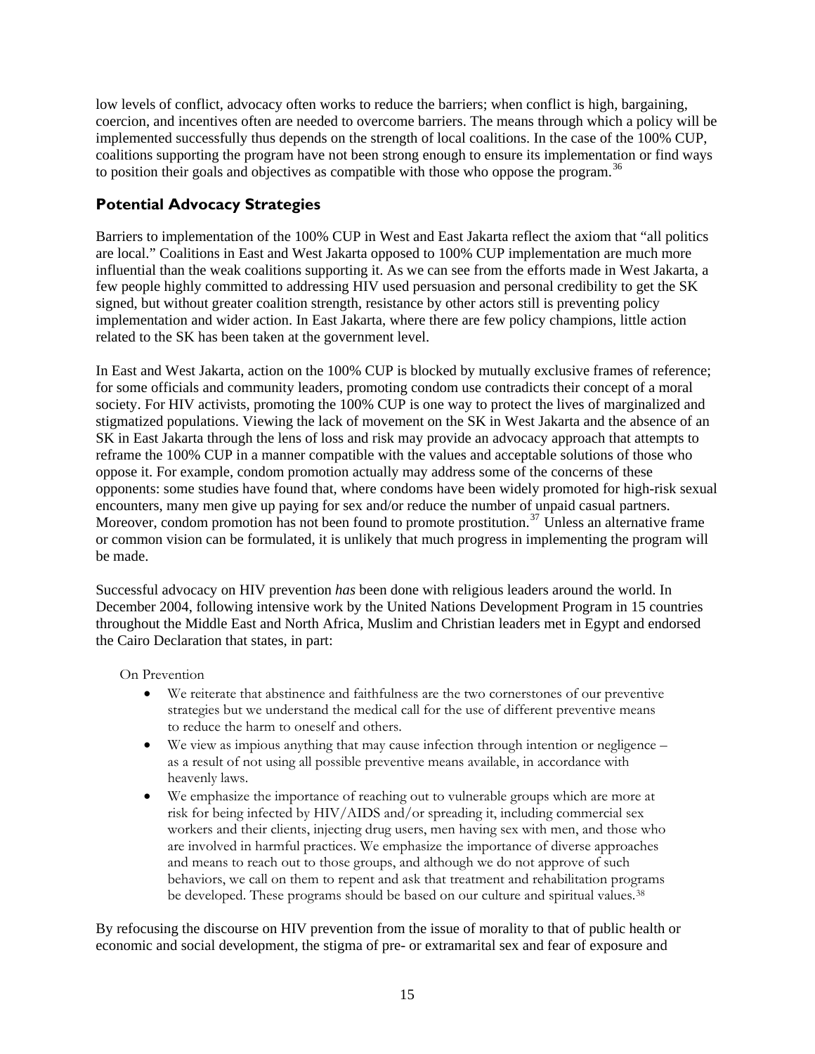low levels of conflict, advocacy often works to reduce the barriers; when conflict is high, bargaining, coercion, and incentives often are needed to overcome barriers. The means through which a policy will be implemented successfully thus depends on the strength of local coalitions. In the case of the 100% CUP, coalitions supporting the program have not been strong enough to ensure its implementation or find ways to position their goals and objectives as compatible with those who oppose the program.[36]

## Potential Advocacy Strategies

Barriers to implementation of the 100% CUP in West and East Jakarta reflect the axiom that "all politics are local." Coalitions in East and West Jakarta opposed to 100% CUP implementation are much more influential than the weak coalitions supporting it. As we can see from the efforts made in West Jakarta, a few people highly committed to addressing HIV used persuasion and personal credibility to get the SK signed, but without greater coalition strength, resistance by other actors still is preventing policy implementation and wider action. In East Jakarta, where there are few policy champions, little action related to the SK has been taken at the government level.

In East and West Jakarta, action on the 100% CUP is blocked by mutually exclusive frames of reference; for some officials and community leaders, promoting condom use contradicts their concept of a moral society. For HIV activists, promoting the 100% CUP is one way to protect the lives of marginalized and stigmatized populations. Viewing the lack of movement on the SK in West Jakarta and the absence of an SK in East Jakarta through the lens of loss and risk may provide an advocacy approach that attempts to reframe the 100% CUP in a manner compatible with the values and acceptable solutions of those who oppose it. For example, condom promotion actually may address some of the concerns of these opponents: some studies have found that, where condoms have been widely promoted for high-risk sexual encounters, many men give up paying for sex and/or reduce the number of unpaid casual partners. Moreover, condom promotion has not been found to promote prostitution.[37] Unless an alternative frame or common vision can be formulated, it is unlikely that much progress in implementing the program will be made.

Successful advocacy on HIV prevention *has* been done with religious leaders around the world. In December 2004, following intensive work by the United Nations Development Program in 15 countries throughout the Middle East and North Africa, Muslim and Christian leaders met in Egypt and endorsed the Cairo Declaration that states, in part:

> On Prevention
>
> - We reiterate that abstinence and faithfulness are the two cornerstones of our preventive strategies but we understand the medical call for the use of different preventive means to reduce the harm to oneself and others.
> - We view as impious anything that may cause infection through intention or negligence – as a result of not using all possible preventive means available, in accordance with heavenly laws.
> - We emphasize the importance of reaching out to vulnerable groups which are more at risk for being infected by HIV/AIDS and/or spreading it, including commercial sex workers and their clients, injecting drug users, men having sex with men, and those who are involved in harmful practices. We emphasize the importance of diverse approaches and means to reach out to those groups, and although we do not approve of such behaviors, we call on them to repent and ask that treatment and rehabilitation programs be developed. These programs should be based on our culture and spiritual values.[38]

By refocusing the discourse on HIV prevention from the issue of morality to that of public health or economic and social development, the stigma of pre- or extramarital sex and fear of exposure and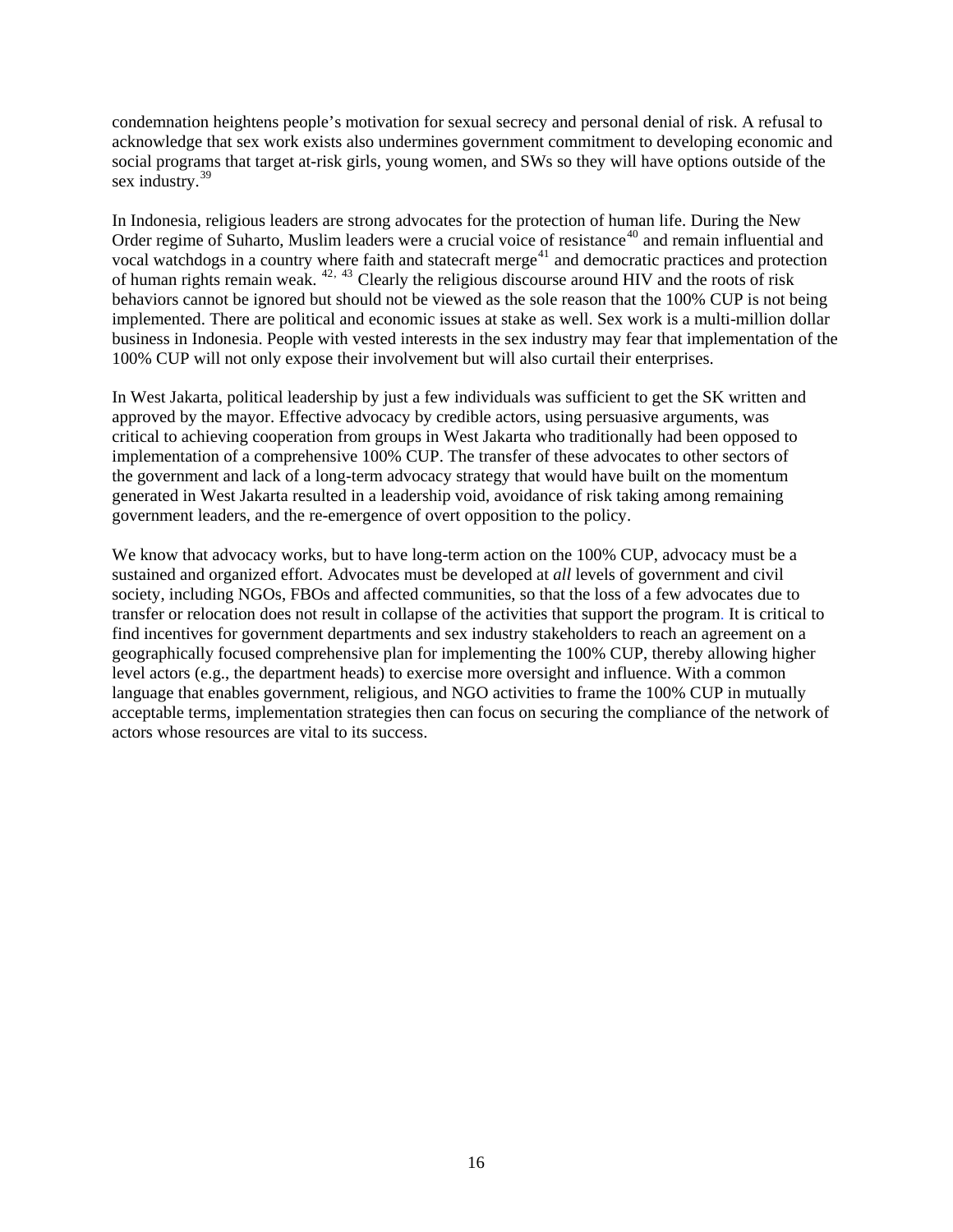condemnation heightens people's motivation for sexual secrecy and personal denial of risk. A refusal to acknowledge that sex work exists also undermines government commitment to developing economic and social programs that target at-risk girls, young women, and SWs so they will have options outside of the sex industry.[39]

In Indonesia, religious leaders are strong advocates for the protection of human life. During the New Order regime of Suharto, Muslim leaders were a crucial voice of resistance[40] and remain influential and vocal watchdogs in a country where faith and statecraft merge[41] and democratic practices and protection of human rights remain weak. [42, 43] Clearly the religious discourse around HIV and the roots of risk behaviors cannot be ignored but should not be viewed as the sole reason that the 100% CUP is not being implemented. There are political and economic issues at stake as well. Sex work is a multi-million dollar business in Indonesia. People with vested interests in the sex industry may fear that implementation of the 100% CUP will not only expose their involvement but will also curtail their enterprises.

In West Jakarta, political leadership by just a few individuals was sufficient to get the SK written and approved by the mayor. Effective advocacy by credible actors, using persuasive arguments, was critical to achieving cooperation from groups in West Jakarta who traditionally had been opposed to implementation of a comprehensive 100% CUP. The transfer of these advocates to other sectors of the government and lack of a long-term advocacy strategy that would have built on the momentum generated in West Jakarta resulted in a leadership void, avoidance of risk taking among remaining government leaders, and the re-emergence of overt opposition to the policy.

We know that advocacy works, but to have long-term action on the 100% CUP, advocacy must be a sustained and organized effort. Advocates must be developed at *all* levels of government and civil society, including NGOs, FBOs and affected communities, so that the loss of a few advocates due to transfer or relocation does not result in collapse of the activities that support the program. It is critical to find incentives for government departments and sex industry stakeholders to reach an agreement on a geographically focused comprehensive plan for implementing the 100% CUP, thereby allowing higher level actors (e.g., the department heads) to exercise more oversight and influence. With a common language that enables government, religious, and NGO activities to frame the 100% CUP in mutually acceptable terms, implementation strategies then can focus on securing the compliance of the network of actors whose resources are vital to its success.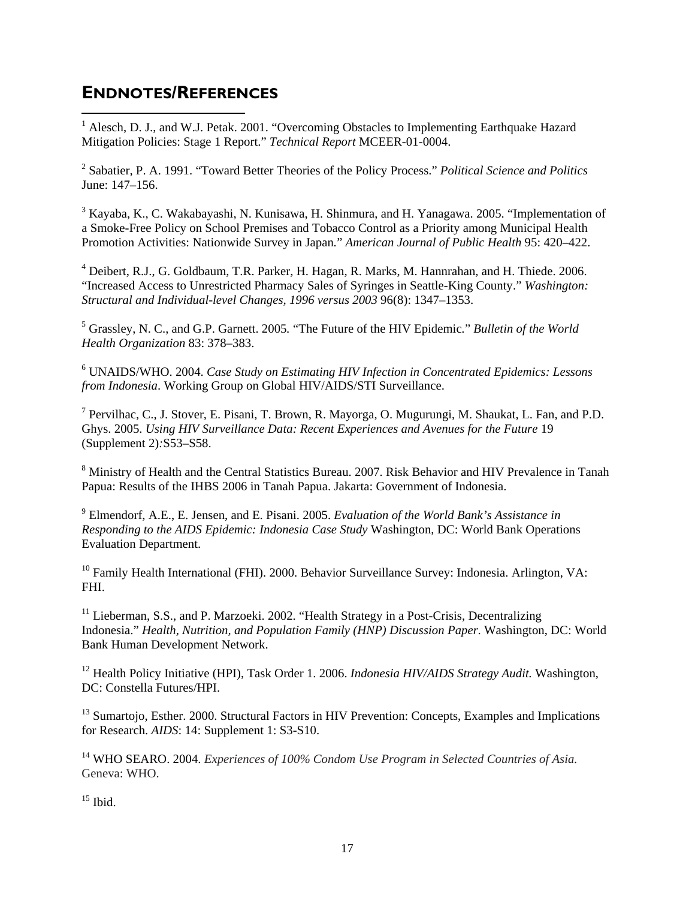## Endnotes/References

[1] Alesch, D. J., and W.J. Petak. 2001. "Overcoming Obstacles to Implementing Earthquake Hazard Mitigation Policies: Stage 1 Report." *Technical Report* MCEER-01-0004.

[2] Sabatier, P. A. 1991. "Toward Better Theories of the Policy Process." *Political Science and Politics* June: 147–156.

[3] Kayaba, K., C. Wakabayashi, N. Kunisawa, H. Shinmura, and H. Yanagawa. 2005. "Implementation of a Smoke-Free Policy on School Premises and Tobacco Control as a Priority among Municipal Health Promotion Activities: Nationwide Survey in Japan." *American Journal of Public Health* 95: 420–422.

[4] Deibert, R.J., G. Goldbaum, T.R. Parker, H. Hagan, R. Marks, M. Hannrahan, and H. Thiede. 2006. "Increased Access to Unrestricted Pharmacy Sales of Syringes in Seattle-King County." *Washington: Structural and Individual-level Changes, 1996 versus 2003* 96(8): 1347–1353.

[5] Grassley, N. C., and G.P. Garnett. 2005. "The Future of the HIV Epidemic." *Bulletin of the World Health Organization* 83: 378–383.

[6] UNAIDS/WHO. 2004. *Case Study on Estimating HIV Infection in Concentrated Epidemics: Lessons from Indonesia*. Working Group on Global HIV/AIDS/STI Surveillance.

[7] Pervilhac, C., J. Stover, E. Pisani, T. Brown, R. Mayorga, O. Mugurungi, M. Shaukat, L. Fan, and P.D. Ghys. 2005. *Using HIV Surveillance Data: Recent Experiences and Avenues for the Future* 19 (Supplement 2):S53–S58.

[8] Ministry of Health and the Central Statistics Bureau. 2007. Risk Behavior and HIV Prevalence in Tanah Papua: Results of the IHBS 2006 in Tanah Papua. Jakarta: Government of Indonesia.

[9] Elmendorf, A.E., E. Jensen, and E. Pisani. 2005. *Evaluation of the World Bank's Assistance in Responding to the AIDS Epidemic: Indonesia Case Study* Washington, DC: World Bank Operations Evaluation Department.

[10] Family Health International (FHI). 2000. Behavior Surveillance Survey: Indonesia. Arlington, VA: FHI.

[11] Lieberman, S.S., and P. Marzoeki. 2002. "Health Strategy in a Post-Crisis, Decentralizing Indonesia." *Health, Nutrition, and Population Family (HNP) Discussion Paper.* Washington, DC: World Bank Human Development Network.

[12] Health Policy Initiative (HPI), Task Order 1. 2006. *Indonesia HIV/AIDS Strategy Audit.* Washington, DC: Constella Futures/HPI.

[13] Sumartojo, Esther. 2000. Structural Factors in HIV Prevention: Concepts, Examples and Implications for Research. *AIDS*: 14: Supplement 1: S3-S10.

[14] WHO SEARO. 2004. *Experiences of 100% Condom Use Program in Selected Countries of Asia.* Geneva: WHO.

[15] Ibid.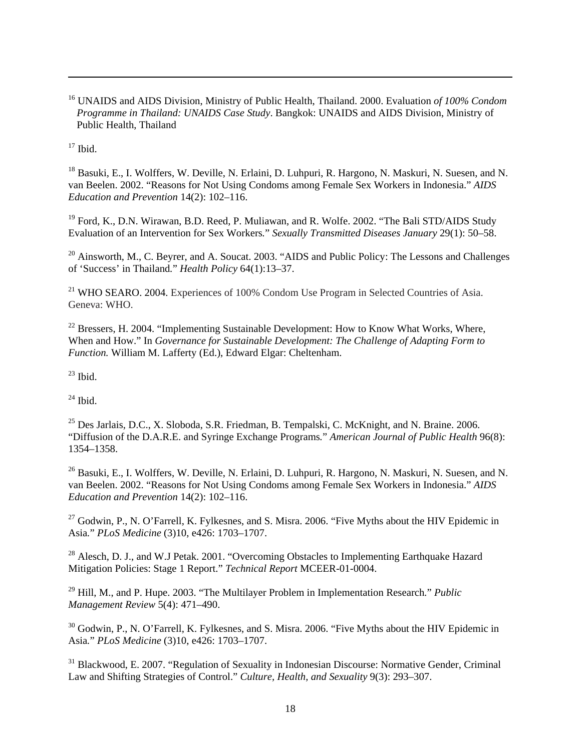[16] UNAIDS and AIDS Division, Ministry of Public Health, Thailand. 2000. Evaluation *of 100% Condom Programme in Thailand: UNAIDS Case Study*. Bangkok: UNAIDS and AIDS Division, Ministry of Public Health, Thailand

[17] Ibid.

[18] Basuki, E., I. Wolffers, W. Deville, N. Erlaini, D. Luhpuri, R. Hargono, N. Maskuri, N. Suesen, and N. van Beelen. 2002. "Reasons for Not Using Condoms among Female Sex Workers in Indonesia." *AIDS Education and Prevention* 14(2): 102–116.

[19] Ford, K., D.N. Wirawan, B.D. Reed, P. Muliawan, and R. Wolfe. 2002. "The Bali STD/AIDS Study Evaluation of an Intervention for Sex Workers." *Sexually Transmitted Diseases January* 29(1): 50–58.

[20] Ainsworth, M., C. Beyrer, and A. Soucat. 2003. "AIDS and Public Policy: The Lessons and Challenges of 'Success' in Thailand." *Health Policy* 64(1):13–37.

[21] WHO SEARO. 2004. Experiences of 100% Condom Use Program in Selected Countries of Asia. Geneva: WHO.

[22] Bressers, H. 2004. "Implementing Sustainable Development: How to Know What Works, Where, When and How." In *Governance for Sustainable Development: The Challenge of Adapting Form to Function.* William M. Lafferty (Ed.), Edward Elgar: Cheltenham.

[23] Ibid.

[24] Ibid.

[25] Des Jarlais, D.C., X. Sloboda, S.R. Friedman, B. Tempalski, C. McKnight, and N. Braine. 2006. "Diffusion of the D.A.R.E. and Syringe Exchange Programs." *American Journal of Public Health* 96(8): 1354–1358.

[26] Basuki, E., I. Wolffers, W. Deville, N. Erlaini, D. Luhpuri, R. Hargono, N. Maskuri, N. Suesen, and N. van Beelen. 2002. "Reasons for Not Using Condoms among Female Sex Workers in Indonesia." *AIDS Education and Prevention* 14(2): 102–116.

[27] Godwin, P., N. O'Farrell, K. Fylkesnes, and S. Misra. 2006. "Five Myths about the HIV Epidemic in Asia." *PLoS Medicine* (3)10, e426: 1703–1707.

[28] Alesch, D. J., and W.J Petak. 2001. "Overcoming Obstacles to Implementing Earthquake Hazard Mitigation Policies: Stage 1 Report." *Technical Report* MCEER-01-0004.

[29] Hill, M., and P. Hupe. 2003. "The Multilayer Problem in Implementation Research." *Public Management Review* 5(4): 471–490.

[30] Godwin, P., N. O'Farrell, K. Fylkesnes, and S. Misra. 2006. "Five Myths about the HIV Epidemic in Asia." *PLoS Medicine* (3)10, e426: 1703–1707.

[31] Blackwood, E. 2007. "Regulation of Sexuality in Indonesian Discourse: Normative Gender, Criminal Law and Shifting Strategies of Control." *Culture, Health, and Sexuality* 9(3): 293–307.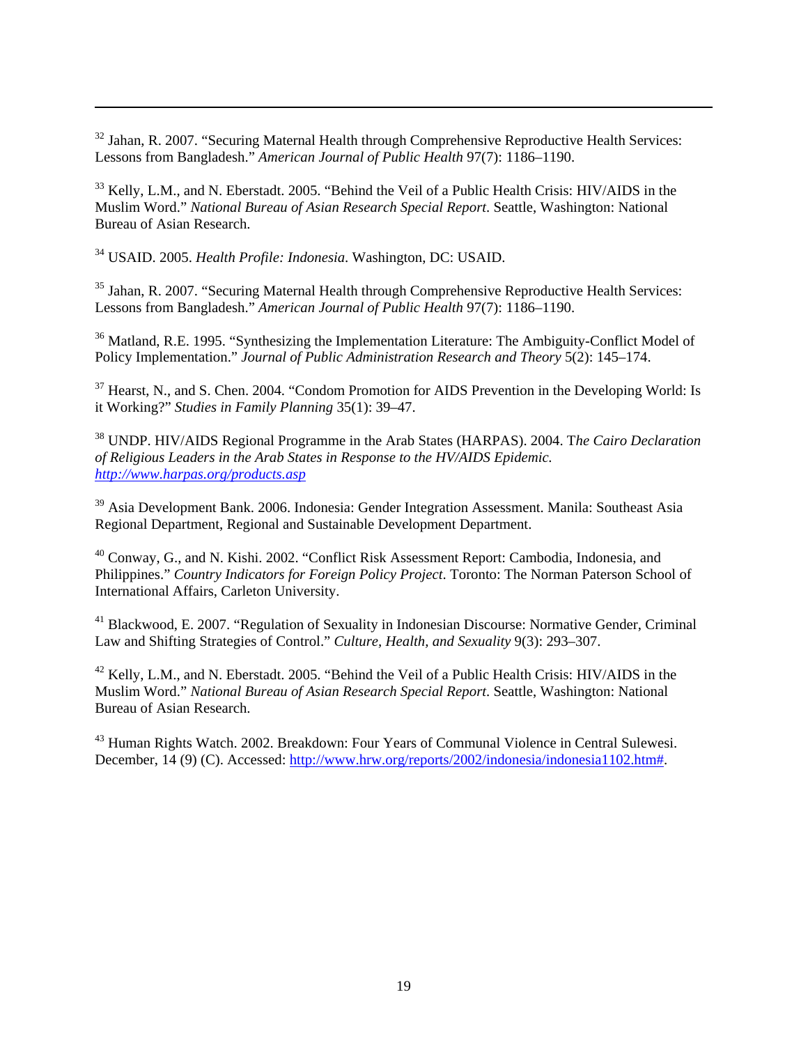[32] Jahan, R. 2007. "Securing Maternal Health through Comprehensive Reproductive Health Services: Lessons from Bangladesh." *American Journal of Public Health* 97(7): 1186–1190.

[33] Kelly, L.M., and N. Eberstadt. 2005. "Behind the Veil of a Public Health Crisis: HIV/AIDS in the Muslim Word." *National Bureau of Asian Research Special Report*. Seattle, Washington: National Bureau of Asian Research.

[34] USAID. 2005. *Health Profile: Indonesia*. Washington, DC: USAID.

[35] Jahan, R. 2007. "Securing Maternal Health through Comprehensive Reproductive Health Services: Lessons from Bangladesh." *American Journal of Public Health* 97(7): 1186–1190.

[36] Matland, R.E. 1995. "Synthesizing the Implementation Literature: The Ambiguity-Conflict Model of Policy Implementation." *Journal of Public Administration Research and Theory* 5(2): 145–174.

[37] Hearst, N., and S. Chen. 2004. "Condom Promotion for AIDS Prevention in the Developing World: Is it Working?" *Studies in Family Planning* 35(1): 39–47.

[38] UNDP. HIV/AIDS Regional Programme in the Arab States (HARPAS). 2004. T*he Cairo Declaration of Religious Leaders in the Arab States in Response to the HV/AIDS Epidemic.* *http://www.harpas.org/products.asp*

[39] Asia Development Bank. 2006. Indonesia: Gender Integration Assessment. Manila: Southeast Asia Regional Department, Regional and Sustainable Development Department.

[40] Conway, G., and N. Kishi. 2002. "Conflict Risk Assessment Report: Cambodia, Indonesia, and Philippines." *Country Indicators for Foreign Policy Project*. Toronto: The Norman Paterson School of International Affairs, Carleton University.

[41] Blackwood, E. 2007. "Regulation of Sexuality in Indonesian Discourse: Normative Gender, Criminal Law and Shifting Strategies of Control." *Culture, Health, and Sexuality* 9(3): 293–307.

[42] Kelly, L.M., and N. Eberstadt. 2005. "Behind the Veil of a Public Health Crisis: HIV/AIDS in the Muslim Word." *National Bureau of Asian Research Special Report*. Seattle, Washington: National Bureau of Asian Research.

[43] Human Rights Watch. 2002. Breakdown: Four Years of Communal Violence in Central Sulewesi. December, 14 (9) (C). Accessed: http://www.hrw.org/reports/2002/indonesia/indonesia1102.htm#.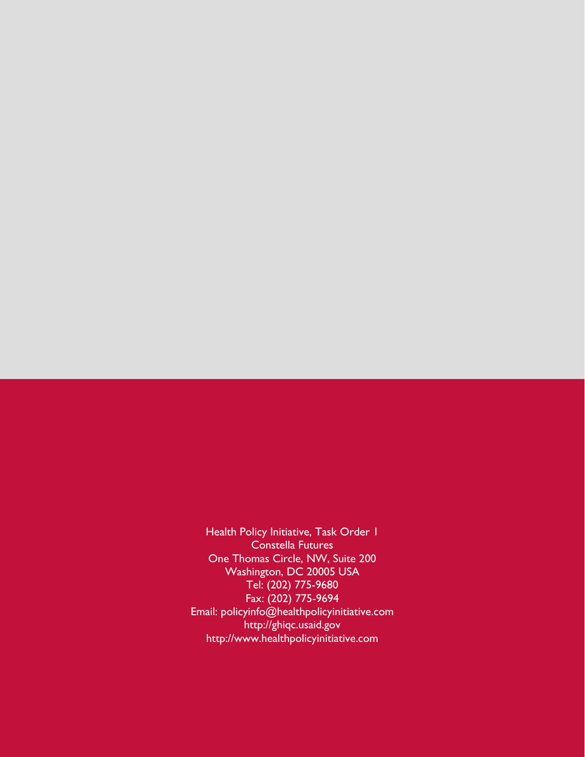Health Policy Initiative, Task Order 1
Constella Futures
One Thomas Circle, NW, Suite 200
Washington, DC 20005 USA
Tel: (202) 775-9680
Fax: (202) 775-9694
Email: policyinfo@healthpolicyinitiative.com
http://ghiqc.usaid.gov
http://www.healthpolicyinitiative.com